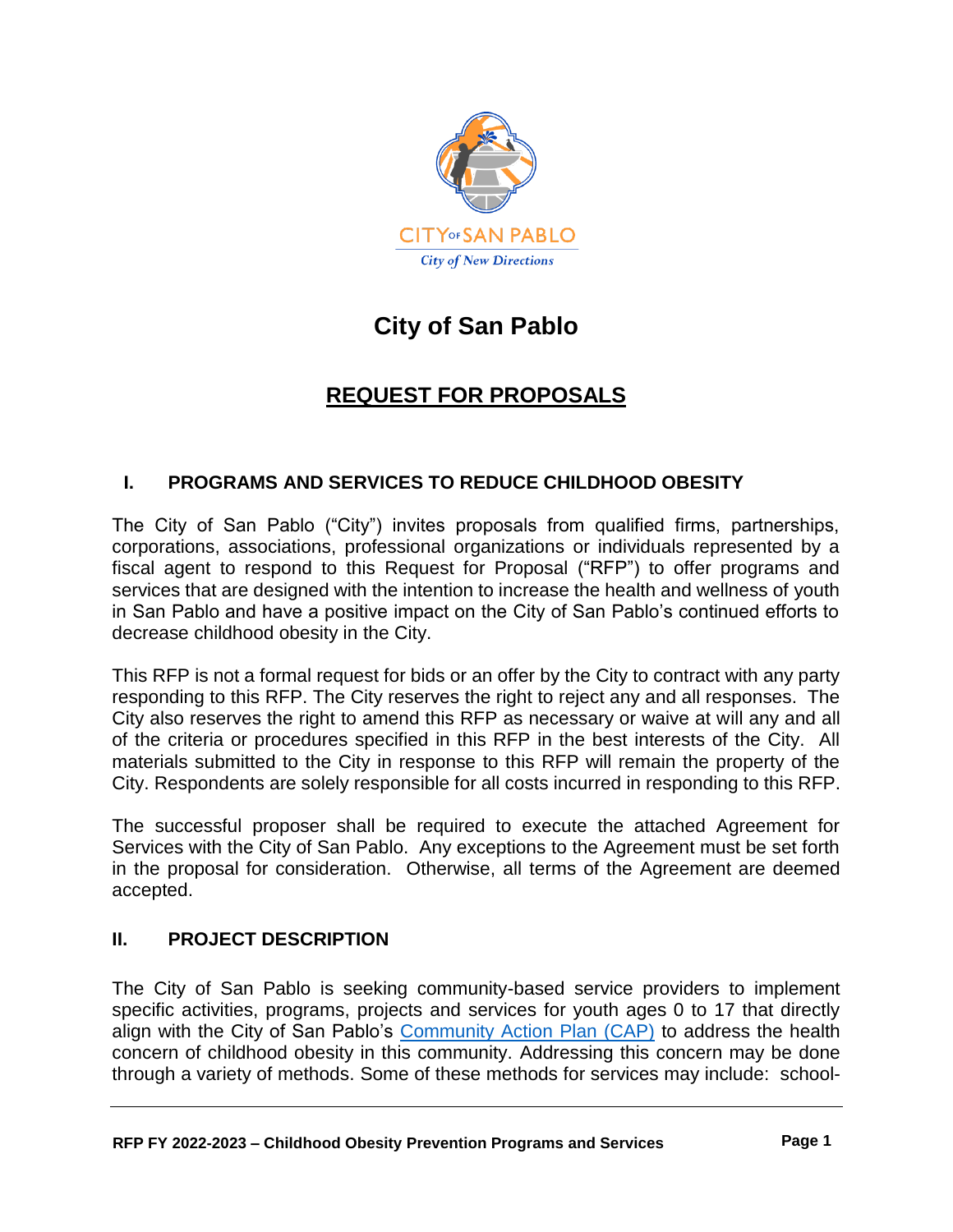CITY OF SAN PABLO

*City of New Directions*

# City of San Pablo

## REQUEST FOR PROPOSALS

### I. PROGRAMS AND SERVICES TO REDUCE CHILDHOOD OBESITY

The City of San Pablo ("City") invites proposals from qualified firms, partnerships, corporations, associations, professional organizations or individuals represented by a fiscal agent to respond to this Request for Proposal ("RFP") to offer programs and services that are designed with the intention to increase the health and wellness of youth in San Pablo and have a positive impact on the City of San Pablo's continued efforts to decrease childhood obesity in the City.

This RFP is not a formal request for bids or an offer by the City to contract with any party responding to this RFP. The City reserves the right to reject any and all responses. The City also reserves the right to amend this RFP as necessary or waive at will any and all of the criteria or procedures specified in this RFP in the best interests of the City. All materials submitted to the City in response to this RFP will remain the property of the City. Respondents are solely responsible for all costs incurred in responding to this RFP.

The successful proposer shall be required to execute the attached Agreement for Services with the City of San Pablo. Any exceptions to the Agreement must be set forth in the proposal for consideration. Otherwise, all terms of the Agreement are deemed accepted.

### II. PROJECT DESCRIPTION

The City of San Pablo is seeking community-based service providers to implement specific activities, programs, projects and services for youth ages 0 to 17 that directly align with the City of San Pablo's Community Action Plan (CAP) to address the health concern of childhood obesity in this community. Addressing this concern may be done through a variety of methods. Some of these methods for services may include: school-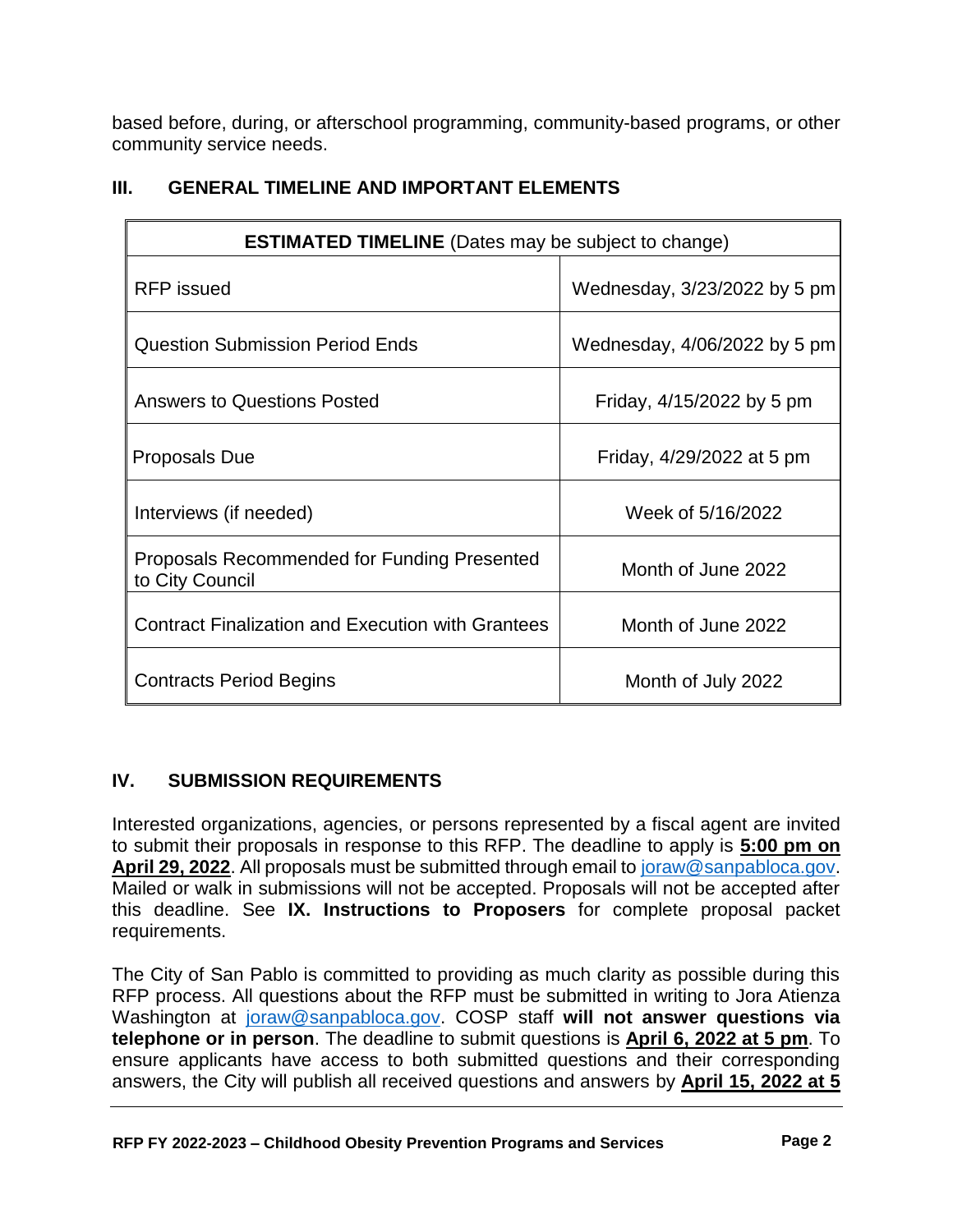based before, during, or afterschool programming, community-based programs, or other community service needs.

## III. GENERAL TIMELINE AND IMPORTANT ELEMENTS

| **ESTIMATED TIMELINE** (Dates may be subject to change) | |
|---|---|
| RFP issued | Wednesday, 3/23/2022 by 5 pm |
| Question Submission Period Ends | Wednesday, 4/06/2022 by 5 pm |
| Answers to Questions Posted | Friday, 4/15/2022 by 5 pm |
| Proposals Due | Friday, 4/29/2022 at 5 pm |
| Interviews (if needed) | Week of 5/16/2022 |
| Proposals Recommended for Funding Presented to City Council | Month of June 2022 |
| Contract Finalization and Execution with Grantees | Month of June 2022 |
| Contracts Period Begins | Month of July 2022 |

## IV. SUBMISSION REQUIREMENTS

Interested organizations, agencies, or persons represented by a fiscal agent are invited to submit their proposals in response to this RFP. The deadline to apply is **5:00 pm on April 29, 2022**. All proposals must be submitted through email to joraw@sanpabloca.gov. Mailed or walk in submissions will not be accepted. Proposals will not be accepted after this deadline. See **IX. Instructions to Proposers** for complete proposal packet requirements.

The City of San Pablo is committed to providing as much clarity as possible during this RFP process. All questions about the RFP must be submitted in writing to Jora Atienza Washington at joraw@sanpabloca.gov. COSP staff **will not answer questions via telephone or in person**. The deadline to submit questions is **April 6, 2022 at 5 pm**. To ensure applicants have access to both submitted questions and their corresponding answers, the City will publish all received questions and answers by **April 15, 2022 at 5**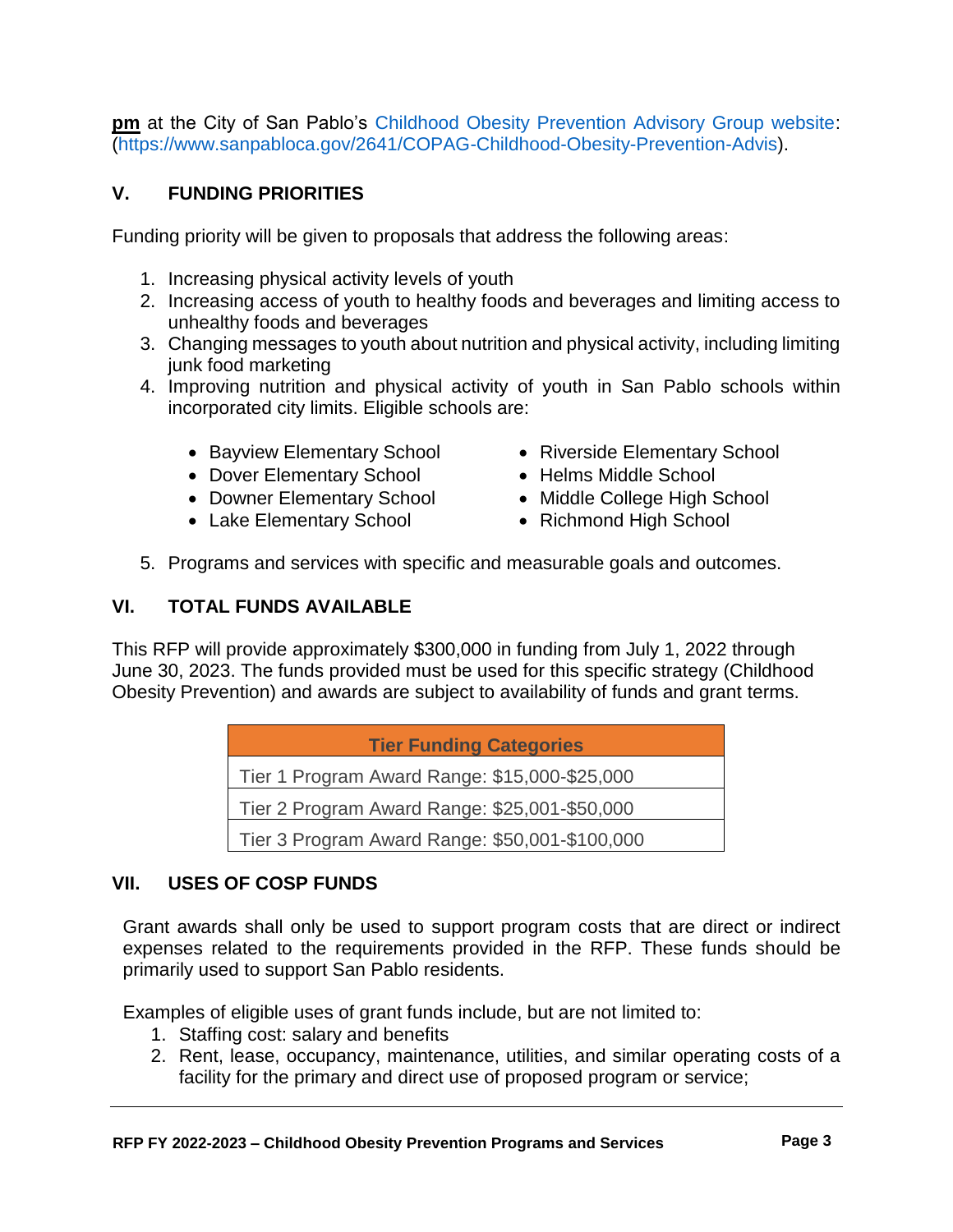**pm** at the City of San Pablo's Childhood Obesity Prevention Advisory Group website: (https://www.sanpabloca.gov/2641/COPAG-Childhood-Obesity-Prevention-Advis).

## V. FUNDING PRIORITIES

Funding priority will be given to proposals that address the following areas:

1. Increasing physical activity levels of youth
2. Increasing access of youth to healthy foods and beverages and limiting access to unhealthy foods and beverages
3. Changing messages to youth about nutrition and physical activity, including limiting junk food marketing
4. Improving nutrition and physical activity of youth in San Pablo schools within incorporated city limits. Eligible schools are:
    - Bayview Elementary School
    - Dover Elementary School
    - Downer Elementary School
    - Lake Elementary School
    - Riverside Elementary School
    - Helms Middle School
    - Middle College High School
    - Richmond High School
5. Programs and services with specific and measurable goals and outcomes.

## VI. TOTAL FUNDS AVAILABLE

This RFP will provide approximately $300,000 in funding from July 1, 2022 through June 30, 2023. The funds provided must be used for this specific strategy (Childhood Obesity Prevention) and awards are subject to availability of funds and grant terms.

| Tier Funding Categories |
| --- |
| Tier 1 Program Award Range: $15,000-$25,000 |
| Tier 2 Program Award Range: $25,001-$50,000 |
| Tier 3 Program Award Range: $50,001-$100,000 |

## VII. USES OF COSP FUNDS

Grant awards shall only be used to support program costs that are direct or indirect expenses related to the requirements provided in the RFP. These funds should be primarily used to support San Pablo residents.

Examples of eligible uses of grant funds include, but are not limited to:

1. Staffing cost: salary and benefits
2. Rent, lease, occupancy, maintenance, utilities, and similar operating costs of a facility for the primary and direct use of proposed program or service;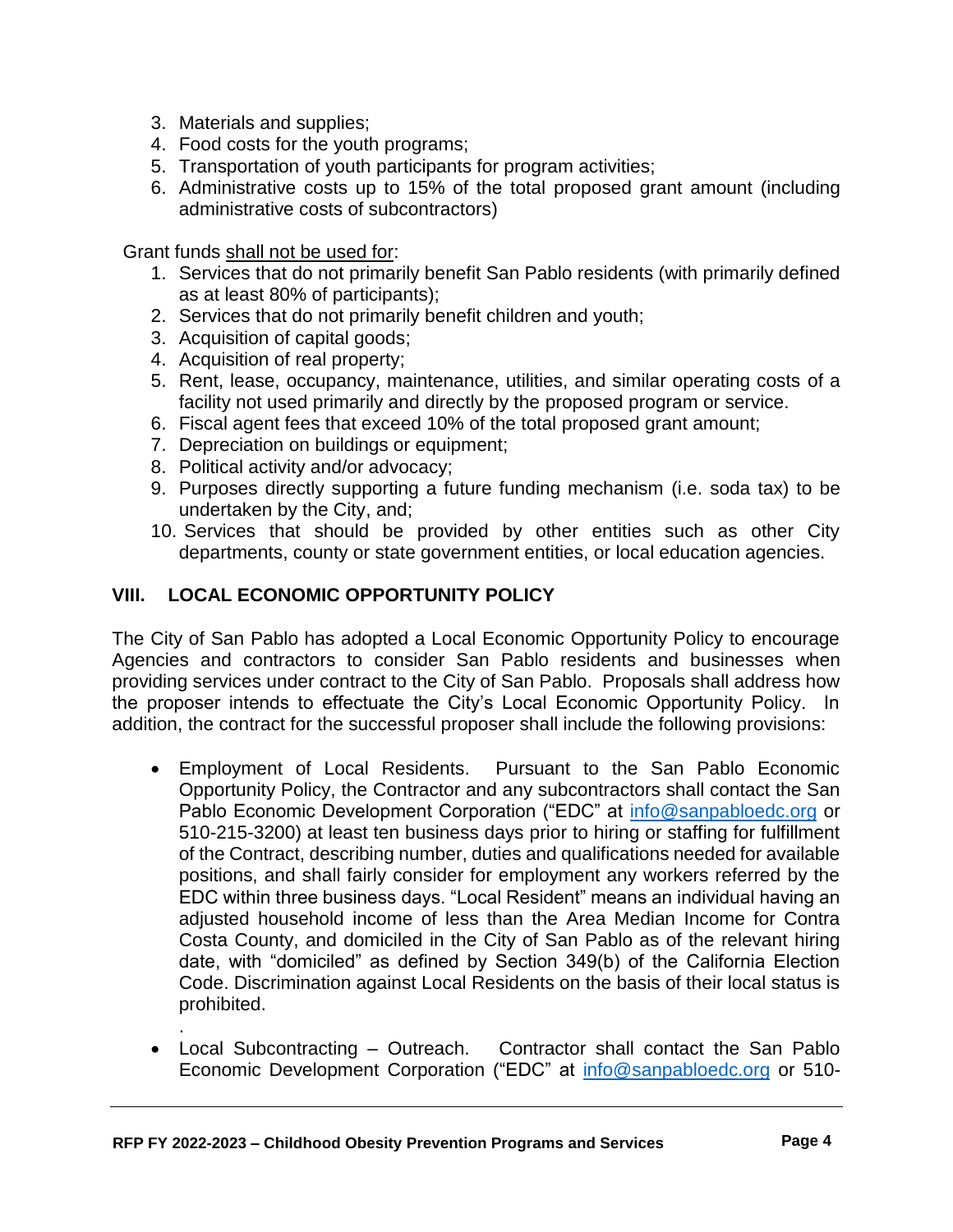3. Materials and supplies;
4. Food costs for the youth programs;
5. Transportation of youth participants for program activities;
6. Administrative costs up to 15% of the total proposed grant amount (including administrative costs of subcontractors)

Grant funds shall not be used for:

1. Services that do not primarily benefit San Pablo residents (with primarily defined as at least 80% of participants);
2. Services that do not primarily benefit children and youth;
3. Acquisition of capital goods;
4. Acquisition of real property;
5. Rent, lease, occupancy, maintenance, utilities, and similar operating costs of a facility not used primarily and directly by the proposed program or service.
6. Fiscal agent fees that exceed 10% of the total proposed grant amount;
7. Depreciation on buildings or equipment;
8. Political activity and/or advocacy;
9. Purposes directly supporting a future funding mechanism (i.e. soda tax) to be undertaken by the City, and;
10. Services that should be provided by other entities such as other City departments, county or state government entities, or local education agencies.

## VIII. LOCAL ECONOMIC OPPORTUNITY POLICY

The City of San Pablo has adopted a Local Economic Opportunity Policy to encourage Agencies and contractors to consider San Pablo residents and businesses when providing services under contract to the City of San Pablo. Proposals shall address how the proposer intends to effectuate the City's Local Economic Opportunity Policy. In addition, the contract for the successful proposer shall include the following provisions:

- Employment of Local Residents. Pursuant to the San Pablo Economic Opportunity Policy, the Contractor and any subcontractors shall contact the San Pablo Economic Development Corporation ("EDC" at info@sanpabloedc.org or 510-215-3200) at least ten business days prior to hiring or staffing for fulfillment of the Contract, describing number, duties and qualifications needed for available positions, and shall fairly consider for employment any workers referred by the EDC within three business days. "Local Resident" means an individual having an adjusted household income of less than the Area Median Income for Contra Costa County, and domiciled in the City of San Pablo as of the relevant hiring date, with "domiciled" as defined by Section 349(b) of the California Election Code. Discrimination against Local Residents on the basis of their local status is prohibited.
- Local Subcontracting – Outreach. Contractor shall contact the San Pablo Economic Development Corporation ("EDC" at info@sanpabloedc.org or 510-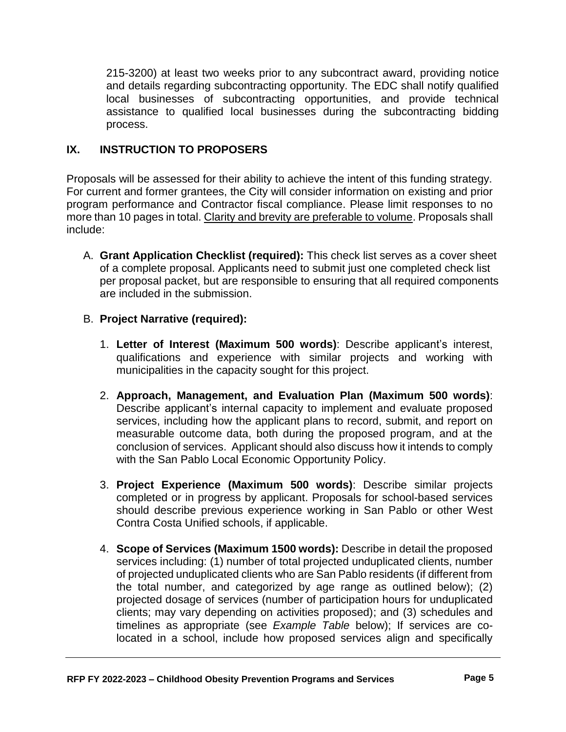215-3200) at least two weeks prior to any subcontract award, providing notice and details regarding subcontracting opportunity. The EDC shall notify qualified local businesses of subcontracting opportunities, and provide technical assistance to qualified local businesses during the subcontracting bidding process.

## IX. INSTRUCTION TO PROPOSERS

Proposals will be assessed for their ability to achieve the intent of this funding strategy. For current and former grantees, the City will consider information on existing and prior program performance and Contractor fiscal compliance. Please limit responses to no more than 10 pages in total. <u>Clarity and brevity are preferable to volume</u>. Proposals shall include:

A. **Grant Application Checklist (required):** This check list serves as a cover sheet of a complete proposal. Applicants need to submit just one completed check list per proposal packet, but are responsible to ensuring that all required components are included in the submission.

B. **Project Narrative (required):**

   1. **Letter of Interest (Maximum 500 words)**: Describe applicant's interest, qualifications and experience with similar projects and working with municipalities in the capacity sought for this project.

   2. **Approach, Management, and Evaluation Plan (Maximum 500 words)**: Describe applicant's internal capacity to implement and evaluate proposed services, including how the applicant plans to record, submit, and report on measurable outcome data, both during the proposed program, and at the conclusion of services. Applicant should also discuss how it intends to comply with the San Pablo Local Economic Opportunity Policy.

   3. **Project Experience (Maximum 500 words)**: Describe similar projects completed or in progress by applicant. Proposals for school-based services should describe previous experience working in San Pablo or other West Contra Costa Unified schools, if applicable.

   4. **Scope of Services (Maximum 1500 words):** Describe in detail the proposed services including: (1) number of total projected unduplicated clients, number of projected unduplicated clients who are San Pablo residents (if different from the total number, and categorized by age range as outlined below); (2) projected dosage of services (number of participation hours for unduplicated clients; may vary depending on activities proposed); and (3) schedules and timelines as appropriate (see *Example Table* below); If services are co-located in a school, include how proposed services align and specifically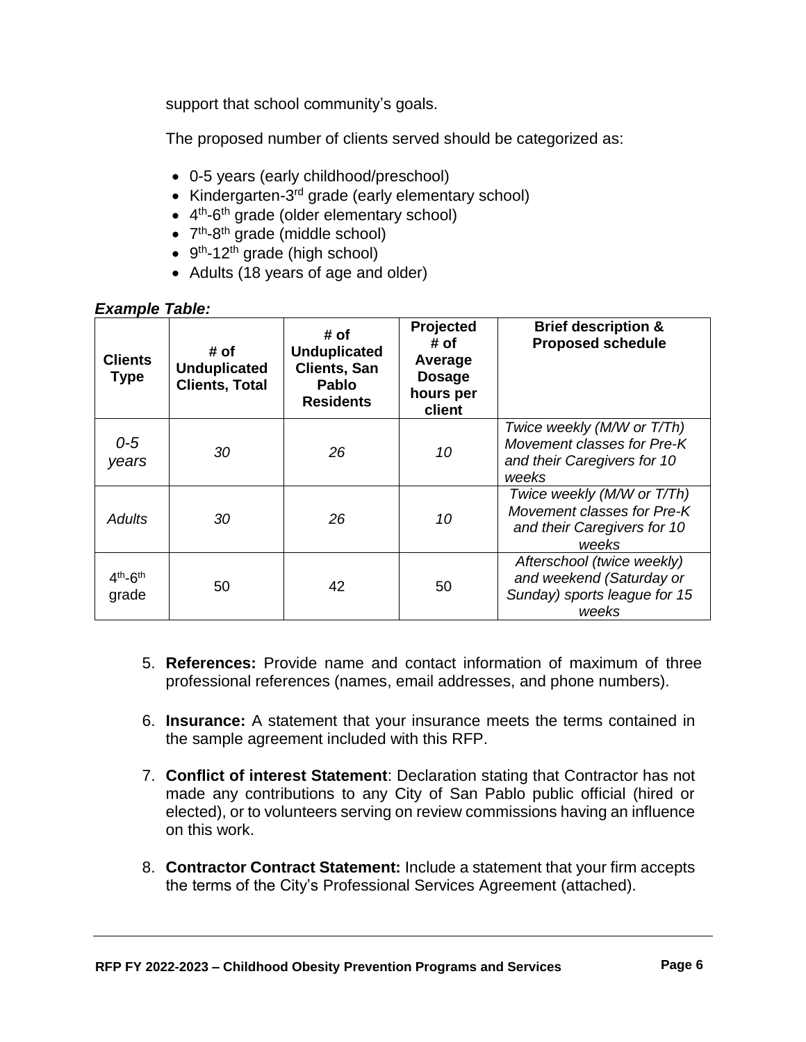support that school community's goals.

The proposed number of clients served should be categorized as:

- 0-5 years (early childhood/preschool)
- Kindergarten-3rd grade (early elementary school)
- 4th-6th grade (older elementary school)
- 7th-8th grade (middle school)
- 9th-12th grade (high school)
- Adults (18 years of age and older)

***Example Table:***

| Clients Type | # of Unduplicated Clients, Total | # of Unduplicated Clients, San Pablo Residents | Projected # of Average Dosage hours per client | Brief description & Proposed schedule |
|---|---|---|---|---|
| *0-5 years* | *30* | *26* | *10* | *Twice weekly (M/W or T/Th) Movement classes for Pre-K and their Caregivers for 10 weeks* |
| *Adults* | *30* | *26* | *10* | *Twice weekly (M/W or T/Th) Movement classes for Pre-K and their Caregivers for 10 weeks* |
| 4th-6th grade | 50 | 42 | 50 | *Afterschool (twice weekly) and weekend (Saturday or Sunday) sports league for 15 weeks* |

5. **References:** Provide name and contact information of maximum of three professional references (names, email addresses, and phone numbers).

6. **Insurance:** A statement that your insurance meets the terms contained in the sample agreement included with this RFP.

7. **Conflict of interest Statement**: Declaration stating that Contractor has not made any contributions to any City of San Pablo public official (hired or elected), or to volunteers serving on review commissions having an influence on this work.

8. **Contractor Contract Statement:** Include a statement that your firm accepts the terms of the City's Professional Services Agreement (attached).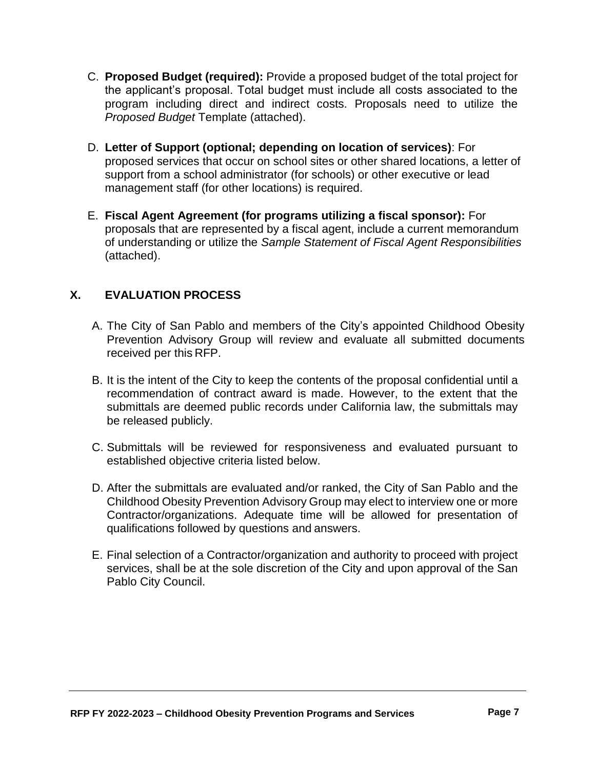C. **Proposed Budget (required):** Provide a proposed budget of the total project for the applicant's proposal. Total budget must include all costs associated to the program including direct and indirect costs. Proposals need to utilize the *Proposed Budget* Template (attached).

D. **Letter of Support (optional; depending on location of services)**: For proposed services that occur on school sites or other shared locations, a letter of support from a school administrator (for schools) or other executive or lead management staff (for other locations) is required.

E. **Fiscal Agent Agreement (for programs utilizing a fiscal sponsor):** For proposals that are represented by a fiscal agent, include a current memorandum of understanding or utilize the *Sample Statement of Fiscal Agent Responsibilities* (attached).

## X. EVALUATION PROCESS

A. The City of San Pablo and members of the City's appointed Childhood Obesity Prevention Advisory Group will review and evaluate all submitted documents received per this RFP.

B. It is the intent of the City to keep the contents of the proposal confidential until a recommendation of contract award is made. However, to the extent that the submittals are deemed public records under California law, the submittals may be released publicly.

C. Submittals will be reviewed for responsiveness and evaluated pursuant to established objective criteria listed below.

D. After the submittals are evaluated and/or ranked, the City of San Pablo and the Childhood Obesity Prevention Advisory Group may elect to interview one or more Contractor/organizations. Adequate time will be allowed for presentation of qualifications followed by questions and answers.

E. Final selection of a Contractor/organization and authority to proceed with project services, shall be at the sole discretion of the City and upon approval of the San Pablo City Council.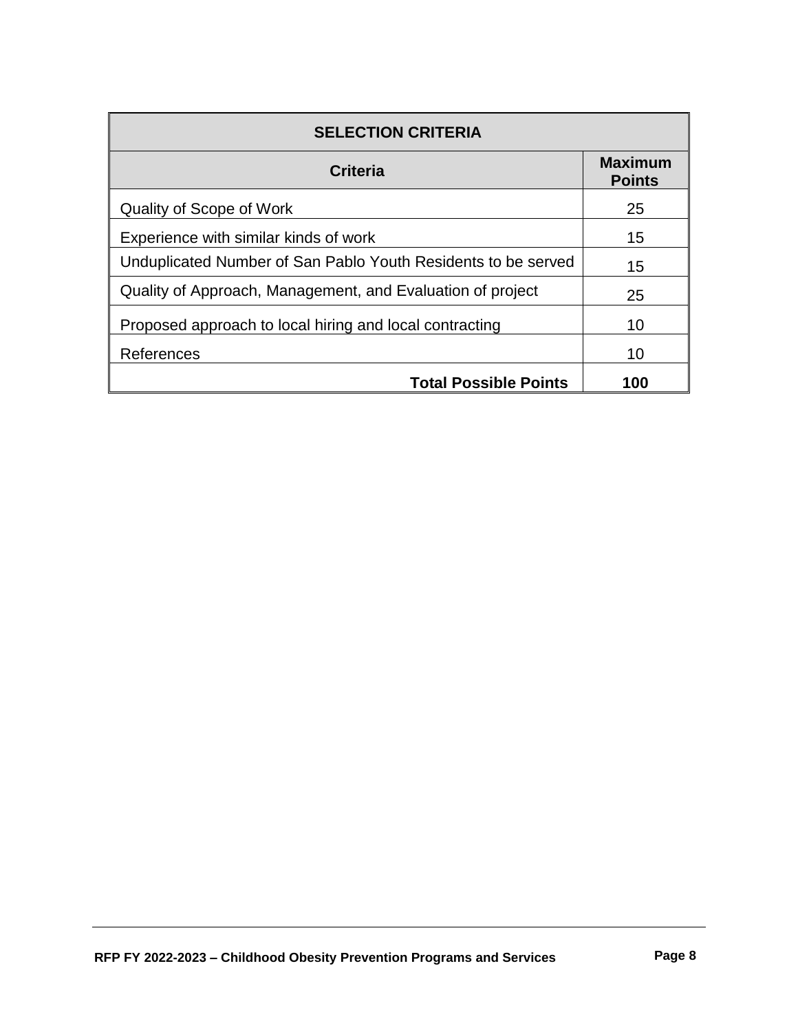| SELECTION CRITERIA | |
|---|---|
| **Criteria** | **Maximum Points** |
| Quality of Scope of Work | 25 |
| Experience with similar kinds of work | 15 |
| Unduplicated Number of San Pablo Youth Residents to be served | 15 |
| Quality of Approach, Management, and Evaluation of project | 25 |
| Proposed approach to local hiring and local contracting | 10 |
| References | 10 |
| **Total Possible Points** | **100** |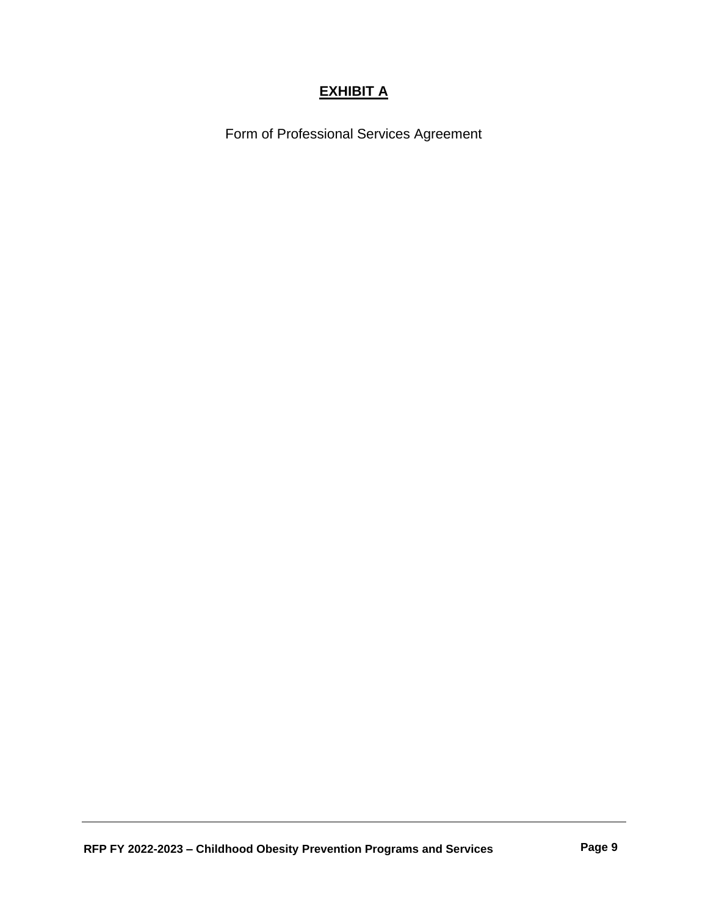# **EXHIBIT A**

Form of Professional Services Agreement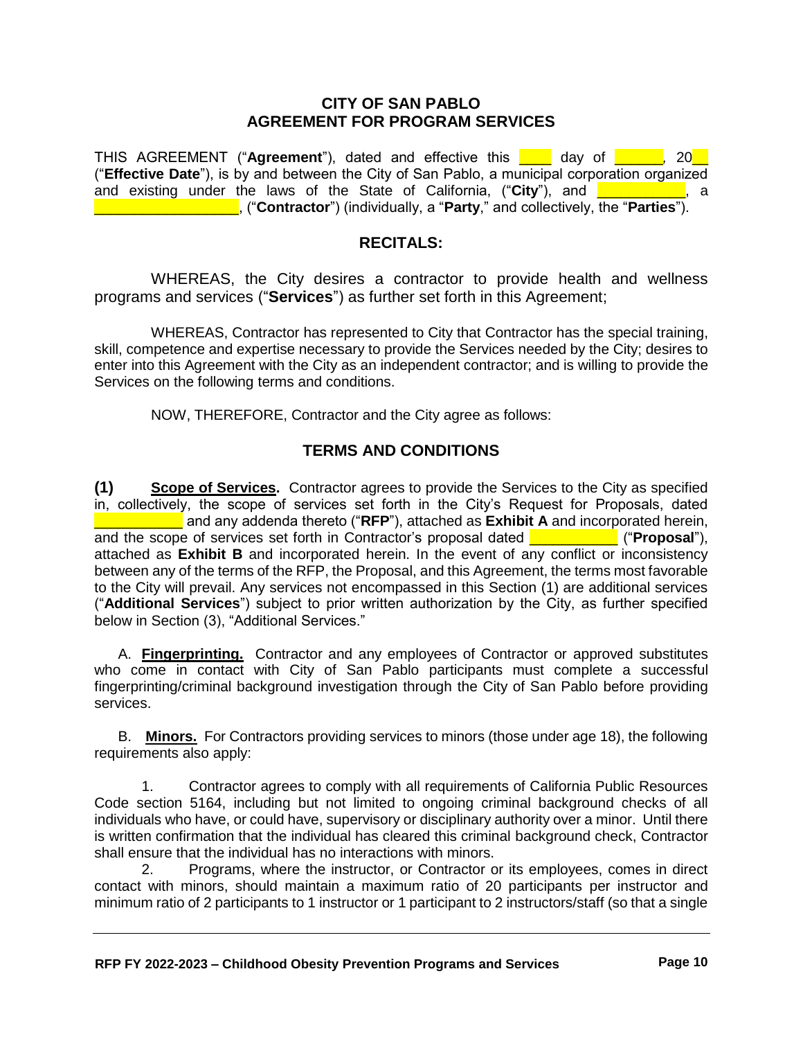# CITY OF SAN PABLO
# AGREEMENT FOR PROGRAM SERVICES

THIS AGREEMENT ("**Agreement**"), dated and effective this ____ day of ______, 20__ ("**Effective Date**"), is by and between the City of San Pablo, a municipal corporation organized and existing under the laws of the State of California, ("**City**"), and ___________, a __________________, ("**Contractor**") (individually, a "**Party**," and collectively, the "**Parties**").

## RECITALS:

WHEREAS, the City desires a contractor to provide health and wellness programs and services ("**Services**") as further set forth in this Agreement;

WHEREAS, Contractor has represented to City that Contractor has the special training, skill, competence and expertise necessary to provide the Services needed by the City; desires to enter into this Agreement with the City as an independent contractor; and is willing to provide the Services on the following terms and conditions.

NOW, THEREFORE, Contractor and the City agree as follows:

## TERMS AND CONDITIONS

**(1)** **Scope of Services.** Contractor agrees to provide the Services to the City as specified in, collectively, the scope of services set forth in the City's Request for Proposals, dated ___________ and any addenda thereto ("**RFP**"), attached as **Exhibit A** and incorporated herein, and the scope of services set forth in Contractor's proposal dated ___________ ("**Proposal**"), attached as **Exhibit B** and incorporated herein. In the event of any conflict or inconsistency between any of the terms of the RFP, the Proposal, and this Agreement, the terms most favorable to the City will prevail. Any services not encompassed in this Section (1) are additional services ("**Additional Services**") subject to prior written authorization by the City, as further specified below in Section (3), "Additional Services."

A. **Fingerprinting.** Contractor and any employees of Contractor or approved substitutes who come in contact with City of San Pablo participants must complete a successful fingerprinting/criminal background investigation through the City of San Pablo before providing services.

B. **Minors.** For Contractors providing services to minors (those under age 18), the following requirements also apply:

1. Contractor agrees to comply with all requirements of California Public Resources Code section 5164, including but not limited to ongoing criminal background checks of all individuals who have, or could have, supervisory or disciplinary authority over a minor. Until there is written confirmation that the individual has cleared this criminal background check, Contractor shall ensure that the individual has no interactions with minors.

2. Programs, where the instructor, or Contractor or its employees, comes in direct contact with minors, should maintain a maximum ratio of 20 participants per instructor and minimum ratio of 2 participants to 1 instructor or 1 participant to 2 instructors/staff (so that a single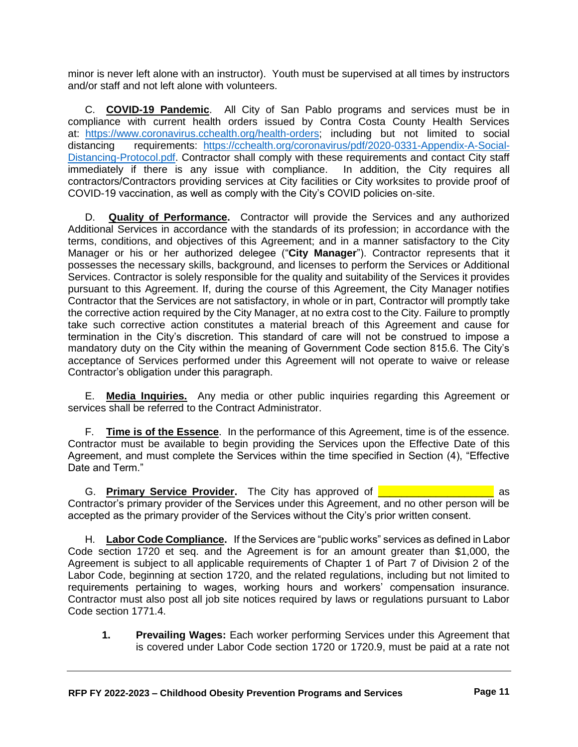minor is never left alone with an instructor). Youth must be supervised at all times by instructors and/or staff and not left alone with volunteers.

C. **COVID-19 Pandemic**. All City of San Pablo programs and services must be in compliance with current health orders issued by Contra Costa County Health Services at: https://www.coronavirus.cchealth.org/health-orders; including but not limited to social distancing requirements: https://cchealth.org/coronavirus/pdf/2020-0331-Appendix-A-Social-Distancing-Protocol.pdf. Contractor shall comply with these requirements and contact City staff immediately if there is any issue with compliance. In addition, the City requires all contractors/Contractors providing services at City facilities or City worksites to provide proof of COVID-19 vaccination, as well as comply with the City's COVID policies on-site.

D. **Quality of Performance.** Contractor will provide the Services and any authorized Additional Services in accordance with the standards of its profession; in accordance with the terms, conditions, and objectives of this Agreement; and in a manner satisfactory to the City Manager or his or her authorized delegee ("**City Manager**"). Contractor represents that it possesses the necessary skills, background, and licenses to perform the Services or Additional Services. Contractor is solely responsible for the quality and suitability of the Services it provides pursuant to this Agreement. If, during the course of this Agreement, the City Manager notifies Contractor that the Services are not satisfactory, in whole or in part, Contractor will promptly take the corrective action required by the City Manager, at no extra cost to the City. Failure to promptly take such corrective action constitutes a material breach of this Agreement and cause for termination in the City's discretion. This standard of care will not be construed to impose a mandatory duty on the City within the meaning of Government Code section 815.6. The City's acceptance of Services performed under this Agreement will not operate to waive or release Contractor's obligation under this paragraph.

E. **Media Inquiries.** Any media or other public inquiries regarding this Agreement or services shall be referred to the Contract Administrator.

F. **Time is of the Essence**. In the performance of this Agreement, time is of the essence. Contractor must be available to begin providing the Services upon the Effective Date of this Agreement, and must complete the Services within the time specified in Section (4), "Effective Date and Term."

G. **Primary Service Provider.** The City has approved of ____________________ as Contractor's primary provider of the Services under this Agreement, and no other person will be accepted as the primary provider of the Services without the City's prior written consent.

H. **Labor Code Compliance.** If the Services are "public works" services as defined in Labor Code section 1720 et seq. and the Agreement is for an amount greater than $1,000, the Agreement is subject to all applicable requirements of Chapter 1 of Part 7 of Division 2 of the Labor Code, beginning at section 1720, and the related regulations, including but not limited to requirements pertaining to wages, working hours and workers' compensation insurance. Contractor must also post all job site notices required by laws or regulations pursuant to Labor Code section 1771.4.

1. **Prevailing Wages:** Each worker performing Services under this Agreement that is covered under Labor Code section 1720 or 1720.9, must be paid at a rate not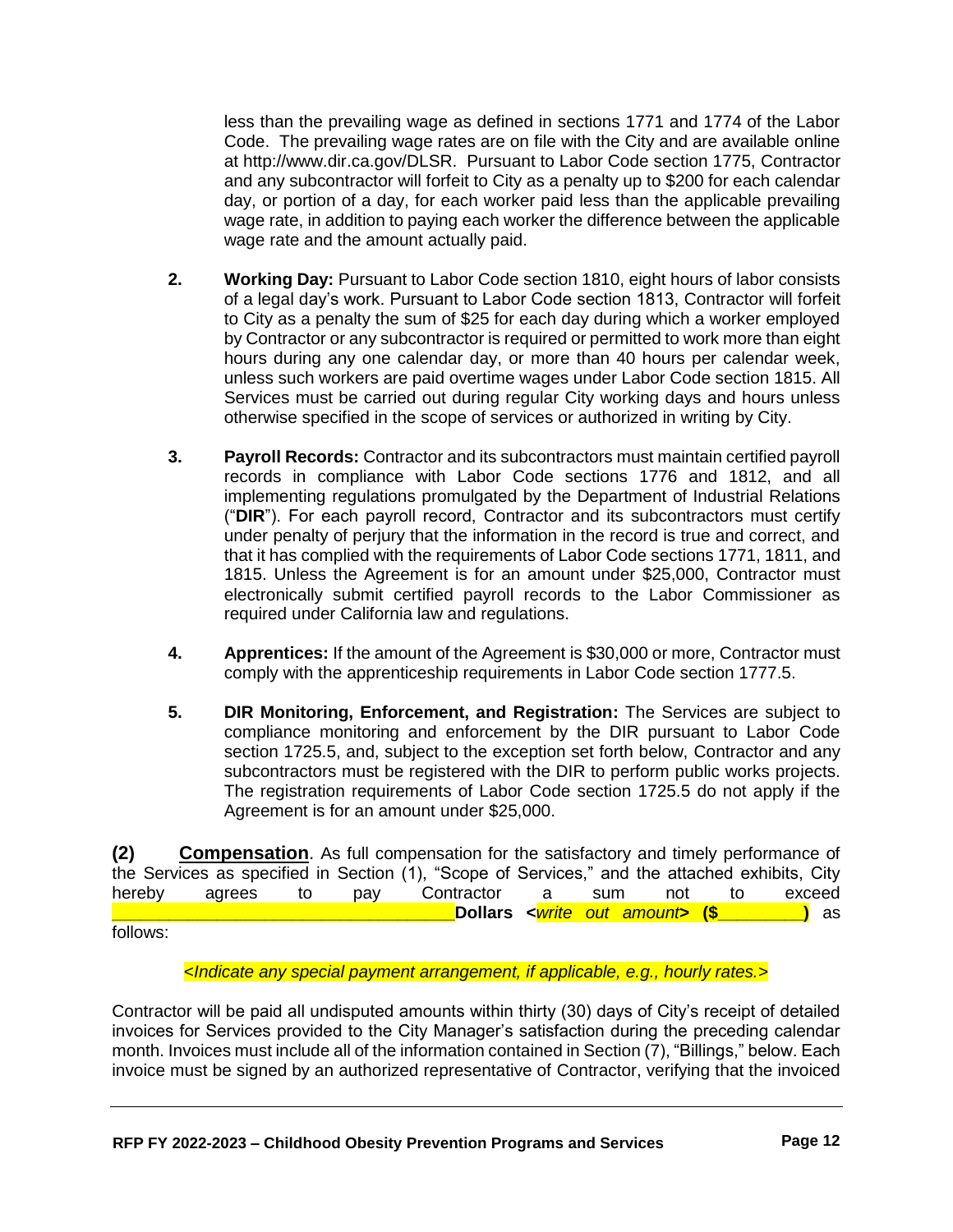less than the prevailing wage as defined in sections 1771 and 1774 of the Labor Code. The prevailing wage rates are on file with the City and are available online at http://www.dir.ca.gov/DLSR. Pursuant to Labor Code section 1775, Contractor and any subcontractor will forfeit to City as a penalty up to $200 for each calendar day, or portion of a day, for each worker paid less than the applicable prevailing wage rate, in addition to paying each worker the difference between the applicable wage rate and the amount actually paid.

2. **Working Day:** Pursuant to Labor Code section 1810, eight hours of labor consists of a legal day's work. Pursuant to Labor Code section 1813, Contractor will forfeit to City as a penalty the sum of $25 for each day during which a worker employed by Contractor or any subcontractor is required or permitted to work more than eight hours during any one calendar day, or more than 40 hours per calendar week, unless such workers are paid overtime wages under Labor Code section 1815. All Services must be carried out during regular City working days and hours unless otherwise specified in the scope of services or authorized in writing by City.

3. **Payroll Records:** Contractor and its subcontractors must maintain certified payroll records in compliance with Labor Code sections 1776 and 1812, and all implementing regulations promulgated by the Department of Industrial Relations ("**DIR**"). For each payroll record, Contractor and its subcontractors must certify under penalty of perjury that the information in the record is true and correct, and that it has complied with the requirements of Labor Code sections 1771, 1811, and 1815. Unless the Agreement is for an amount under $25,000, Contractor must electronically submit certified payroll records to the Labor Commissioner as required under California law and regulations.

4. **Apprentices:** If the amount of the Agreement is $30,000 or more, Contractor must comply with the apprenticeship requirements in Labor Code section 1777.5.

5. **DIR Monitoring, Enforcement, and Registration:** The Services are subject to compliance monitoring and enforcement by the DIR pursuant to Labor Code section 1725.5, and, subject to the exception set forth below, Contractor and any subcontractors must be registered with the DIR to perform public works projects. The registration requirements of Labor Code section 1725.5 do not apply if the Agreement is for an amount under $25,000.

**(2) Compensation**. As full compensation for the satisfactory and timely performance of the Services as specified in Section (1), "Scope of Services," and the attached exhibits, City hereby agrees to pay Contractor a sum not to exceed __________________________________ **Dollars <***write out amount***> ($_________)** as follows:

*<Indicate any special payment arrangement, if applicable, e.g., hourly rates.>*

Contractor will be paid all undisputed amounts within thirty (30) days of City's receipt of detailed invoices for Services provided to the City Manager's satisfaction during the preceding calendar month. Invoices must include all of the information contained in Section (7), "Billings," below. Each invoice must be signed by an authorized representative of Contractor, verifying that the invoiced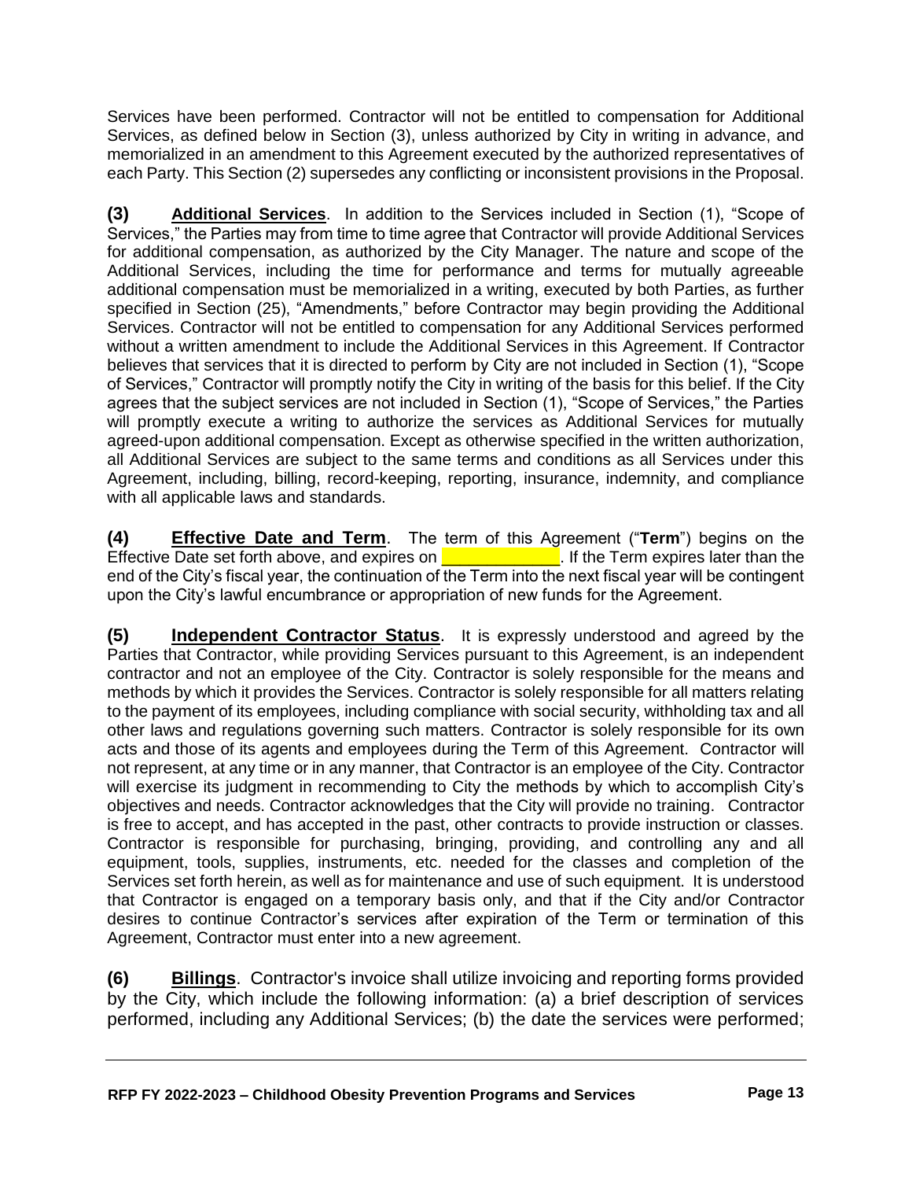Services have been performed. Contractor will not be entitled to compensation for Additional Services, as defined below in Section (3), unless authorized by City in writing in advance, and memorialized in an amendment to this Agreement executed by the authorized representatives of each Party. This Section (2) supersedes any conflicting or inconsistent provisions in the Proposal.

**(3)** **Additional Services**. In addition to the Services included in Section (1), "Scope of Services," the Parties may from time to time agree that Contractor will provide Additional Services for additional compensation, as authorized by the City Manager. The nature and scope of the Additional Services, including the time for performance and terms for mutually agreeable additional compensation must be memorialized in a writing, executed by both Parties, as further specified in Section (25), "Amendments," before Contractor may begin providing the Additional Services. Contractor will not be entitled to compensation for any Additional Services performed without a written amendment to include the Additional Services in this Agreement. If Contractor believes that services that it is directed to perform by City are not included in Section (1), "Scope of Services," Contractor will promptly notify the City in writing of the basis for this belief. If the City agrees that the subject services are not included in Section (1), "Scope of Services," the Parties will promptly execute a writing to authorize the services as Additional Services for mutually agreed-upon additional compensation. Except as otherwise specified in the written authorization, all Additional Services are subject to the same terms and conditions as all Services under this Agreement, including, billing, record-keeping, reporting, insurance, indemnity, and compliance with all applicable laws and standards.

**(4)** **Effective Date and Term**. The term of this Agreement ("**Term**") begins on the Effective Date set forth above, and expires on _____________. If the Term expires later than the end of the City's fiscal year, the continuation of the Term into the next fiscal year will be contingent upon the City's lawful encumbrance or appropriation of new funds for the Agreement.

**(5)** **Independent Contractor Status**. It is expressly understood and agreed by the Parties that Contractor, while providing Services pursuant to this Agreement, is an independent contractor and not an employee of the City. Contractor is solely responsible for the means and methods by which it provides the Services. Contractor is solely responsible for all matters relating to the payment of its employees, including compliance with social security, withholding tax and all other laws and regulations governing such matters. Contractor is solely responsible for its own acts and those of its agents and employees during the Term of this Agreement. Contractor will not represent, at any time or in any manner, that Contractor is an employee of the City. Contractor will exercise its judgment in recommending to City the methods by which to accomplish City's objectives and needs. Contractor acknowledges that the City will provide no training. Contractor is free to accept, and has accepted in the past, other contracts to provide instruction or classes. Contractor is responsible for purchasing, bringing, providing, and controlling any and all equipment, tools, supplies, instruments, etc. needed for the classes and completion of the Services set forth herein, as well as for maintenance and use of such equipment. It is understood that Contractor is engaged on a temporary basis only, and that if the City and/or Contractor desires to continue Contractor's services after expiration of the Term or termination of this Agreement, Contractor must enter into a new agreement.

**(6)** **Billings**. Contractor's invoice shall utilize invoicing and reporting forms provided by the City, which include the following information: (a) a brief description of services performed, including any Additional Services; (b) the date the services were performed;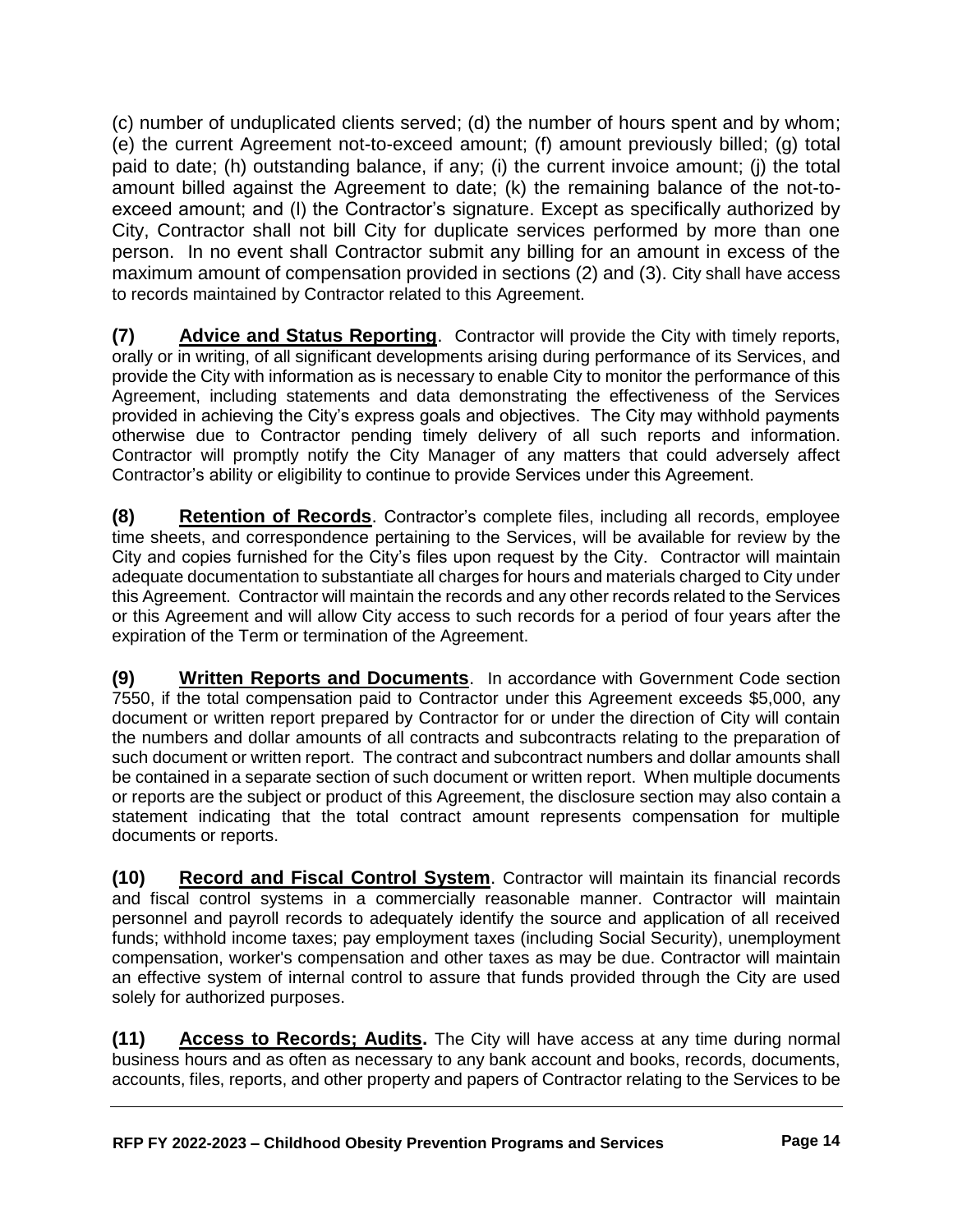(c) number of unduplicated clients served; (d) the number of hours spent and by whom; (e) the current Agreement not-to-exceed amount; (f) amount previously billed; (g) total paid to date; (h) outstanding balance, if any; (i) the current invoice amount; (j) the total amount billed against the Agreement to date; (k) the remaining balance of the not-to-exceed amount; and (l) the Contractor's signature. Except as specifically authorized by City, Contractor shall not bill City for duplicate services performed by more than one person. In no event shall Contractor submit any billing for an amount in excess of the maximum amount of compensation provided in sections (2) and (3). City shall have access to records maintained by Contractor related to this Agreement.

**(7) Advice and Status Reporting**. Contractor will provide the City with timely reports, orally or in writing, of all significant developments arising during performance of its Services, and provide the City with information as is necessary to enable City to monitor the performance of this Agreement, including statements and data demonstrating the effectiveness of the Services provided in achieving the City's express goals and objectives. The City may withhold payments otherwise due to Contractor pending timely delivery of all such reports and information. Contractor will promptly notify the City Manager of any matters that could adversely affect Contractor's ability or eligibility to continue to provide Services under this Agreement.

**(8) Retention of Records**. Contractor's complete files, including all records, employee time sheets, and correspondence pertaining to the Services, will be available for review by the City and copies furnished for the City's files upon request by the City. Contractor will maintain adequate documentation to substantiate all charges for hours and materials charged to City under this Agreement. Contractor will maintain the records and any other records related to the Services or this Agreement and will allow City access to such records for a period of four years after the expiration of the Term or termination of the Agreement.

**(9) Written Reports and Documents**. In accordance with Government Code section 7550, if the total compensation paid to Contractor under this Agreement exceeds $5,000, any document or written report prepared by Contractor for or under the direction of City will contain the numbers and dollar amounts of all contracts and subcontracts relating to the preparation of such document or written report. The contract and subcontract numbers and dollar amounts shall be contained in a separate section of such document or written report. When multiple documents or reports are the subject or product of this Agreement, the disclosure section may also contain a statement indicating that the total contract amount represents compensation for multiple documents or reports.

**(10) Record and Fiscal Control System**. Contractor will maintain its financial records and fiscal control systems in a commercially reasonable manner. Contractor will maintain personnel and payroll records to adequately identify the source and application of all received funds; withhold income taxes; pay employment taxes (including Social Security), unemployment compensation, worker's compensation and other taxes as may be due. Contractor will maintain an effective system of internal control to assure that funds provided through the City are used solely for authorized purposes.

**(11) Access to Records; Audits.** The City will have access at any time during normal business hours and as often as necessary to any bank account and books, records, documents, accounts, files, reports, and other property and papers of Contractor relating to the Services to be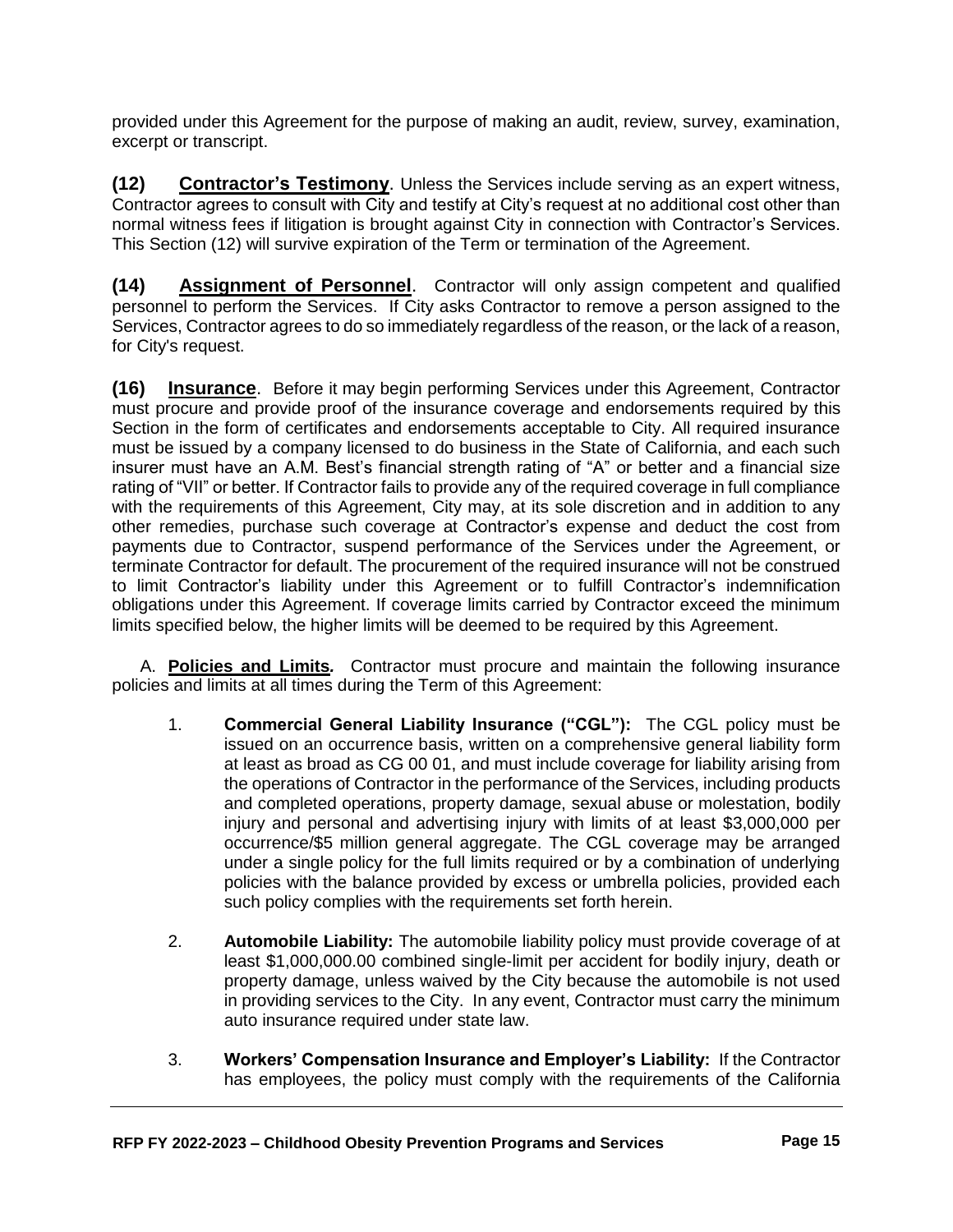provided under this Agreement for the purpose of making an audit, review, survey, examination, excerpt or transcript.

**(12) Contractor's Testimony**. Unless the Services include serving as an expert witness, Contractor agrees to consult with City and testify at City's request at no additional cost other than normal witness fees if litigation is brought against City in connection with Contractor's Services. This Section (12) will survive expiration of the Term or termination of the Agreement.

**(14) Assignment of Personnel**. Contractor will only assign competent and qualified personnel to perform the Services. If City asks Contractor to remove a person assigned to the Services, Contractor agrees to do so immediately regardless of the reason, or the lack of a reason, for City's request.

**(16) Insurance**. Before it may begin performing Services under this Agreement, Contractor must procure and provide proof of the insurance coverage and endorsements required by this Section in the form of certificates and endorsements acceptable to City. All required insurance must be issued by a company licensed to do business in the State of California, and each such insurer must have an A.M. Best's financial strength rating of "A" or better and a financial size rating of "VII" or better. If Contractor fails to provide any of the required coverage in full compliance with the requirements of this Agreement, City may, at its sole discretion and in addition to any other remedies, purchase such coverage at Contractor's expense and deduct the cost from payments due to Contractor, suspend performance of the Services under the Agreement, or terminate Contractor for default. The procurement of the required insurance will not be construed to limit Contractor's liability under this Agreement or to fulfill Contractor's indemnification obligations under this Agreement. If coverage limits carried by Contractor exceed the minimum limits specified below, the higher limits will be deemed to be required by this Agreement.

A. **Policies and Limits***.* Contractor must procure and maintain the following insurance policies and limits at all times during the Term of this Agreement:

1. **Commercial General Liability Insurance ("CGL"):** The CGL policy must be issued on an occurrence basis, written on a comprehensive general liability form at least as broad as CG 00 01, and must include coverage for liability arising from the operations of Contractor in the performance of the Services, including products and completed operations, property damage, sexual abuse or molestation, bodily injury and personal and advertising injury with limits of at least $3,000,000 per occurrence/$5 million general aggregate. The CGL coverage may be arranged under a single policy for the full limits required or by a combination of underlying policies with the balance provided by excess or umbrella policies, provided each such policy complies with the requirements set forth herein.

2. **Automobile Liability:** The automobile liability policy must provide coverage of at least $1,000,000.00 combined single-limit per accident for bodily injury, death or property damage, unless waived by the City because the automobile is not used in providing services to the City. In any event, Contractor must carry the minimum auto insurance required under state law.

3. **Workers' Compensation Insurance and Employer's Liability:** If the Contractor has employees, the policy must comply with the requirements of the California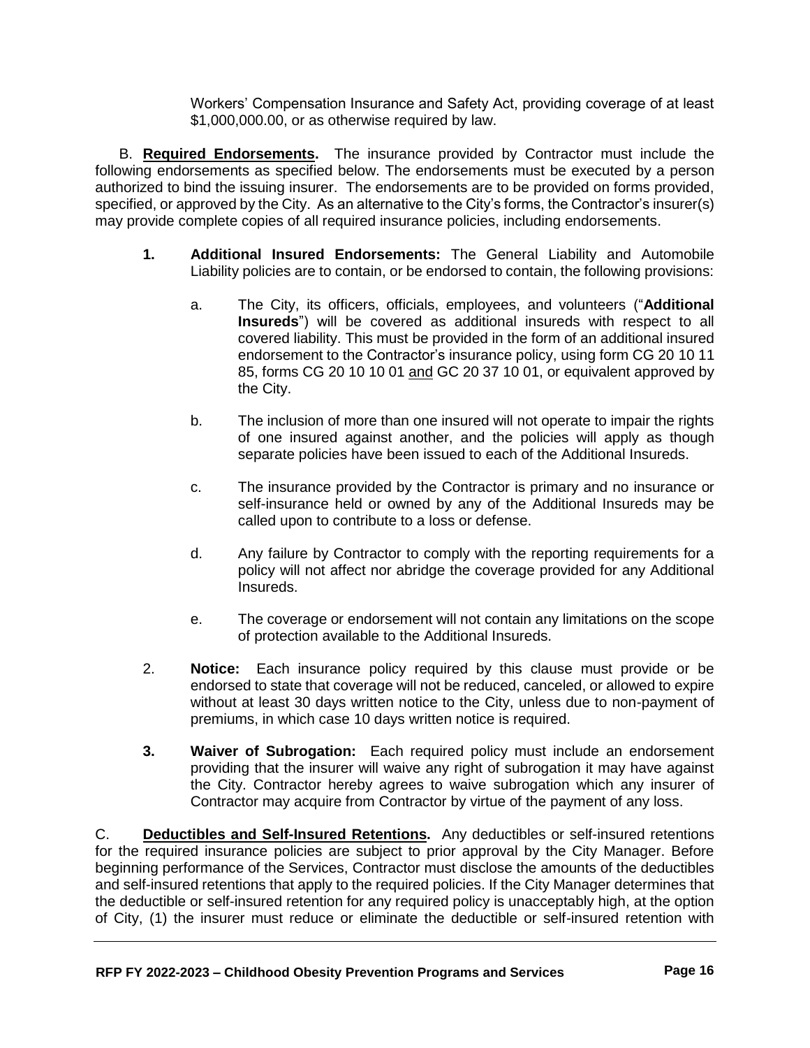Workers' Compensation Insurance and Safety Act, providing coverage of at least $1,000,000.00, or as otherwise required by law.

B. **Required Endorsements.** The insurance provided by Contractor must include the following endorsements as specified below. The endorsements must be executed by a person authorized to bind the issuing insurer. The endorsements are to be provided on forms provided, specified, or approved by the City. As an alternative to the City's forms, the Contractor's insurer(s) may provide complete copies of all required insurance policies, including endorsements.

**1. Additional Insured Endorsements:** The General Liability and Automobile Liability policies are to contain, or be endorsed to contain, the following provisions:

a. The City, its officers, officials, employees, and volunteers ("**Additional Insureds**") will be covered as additional insureds with respect to all covered liability. This must be provided in the form of an additional insured endorsement to the Contractor's insurance policy, using form CG 20 10 11 85, forms CG 20 10 10 01 and GC 20 37 10 01, or equivalent approved by the City.

b. The inclusion of more than one insured will not operate to impair the rights of one insured against another, and the policies will apply as though separate policies have been issued to each of the Additional Insureds.

c. The insurance provided by the Contractor is primary and no insurance or self-insurance held or owned by any of the Additional Insureds may be called upon to contribute to a loss or defense.

d. Any failure by Contractor to comply with the reporting requirements for a policy will not affect nor abridge the coverage provided for any Additional Insureds.

e. The coverage or endorsement will not contain any limitations on the scope of protection available to the Additional Insureds.

2. **Notice:** Each insurance policy required by this clause must provide or be endorsed to state that coverage will not be reduced, canceled, or allowed to expire without at least 30 days written notice to the City, unless due to non-payment of premiums, in which case 10 days written notice is required.

**3. Waiver of Subrogation:** Each required policy must include an endorsement providing that the insurer will waive any right of subrogation it may have against the City. Contractor hereby agrees to waive subrogation which any insurer of Contractor may acquire from Contractor by virtue of the payment of any loss.

C. **Deductibles and Self-Insured Retentions.** Any deductibles or self-insured retentions for the required insurance policies are subject to prior approval by the City Manager. Before beginning performance of the Services, Contractor must disclose the amounts of the deductibles and self-insured retentions that apply to the required policies. If the City Manager determines that the deductible or self-insured retention for any required policy is unacceptably high, at the option of City, (1) the insurer must reduce or eliminate the deductible or self-insured retention with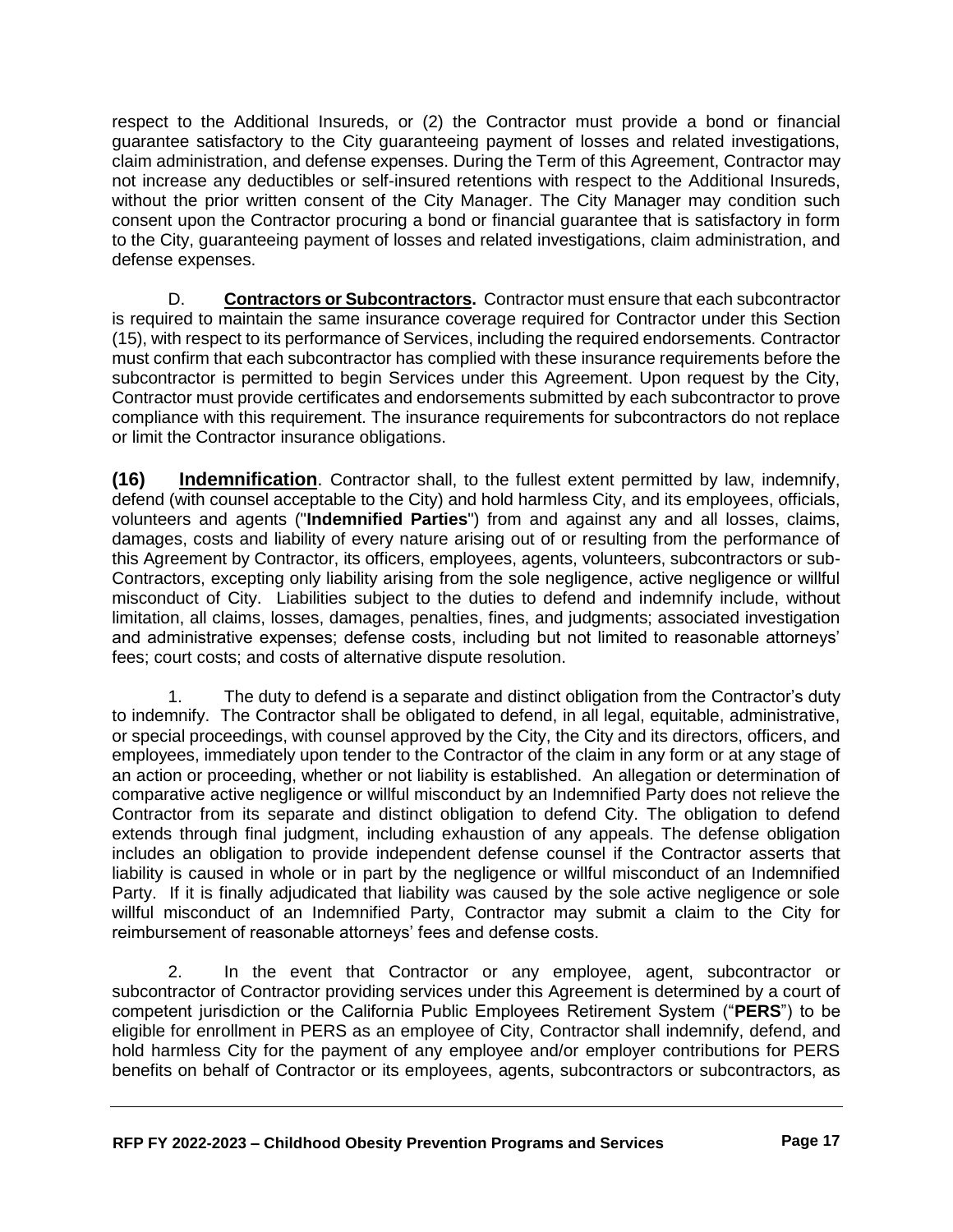respect to the Additional Insureds, or (2) the Contractor must provide a bond or financial guarantee satisfactory to the City guaranteeing payment of losses and related investigations, claim administration, and defense expenses. During the Term of this Agreement, Contractor may not increase any deductibles or self-insured retentions with respect to the Additional Insureds, without the prior written consent of the City Manager. The City Manager may condition such consent upon the Contractor procuring a bond or financial guarantee that is satisfactory in form to the City, guaranteeing payment of losses and related investigations, claim administration, and defense expenses.

D. **Contractors or Subcontractors.** Contractor must ensure that each subcontractor is required to maintain the same insurance coverage required for Contractor under this Section (15), with respect to its performance of Services, including the required endorsements. Contractor must confirm that each subcontractor has complied with these insurance requirements before the subcontractor is permitted to begin Services under this Agreement. Upon request by the City, Contractor must provide certificates and endorsements submitted by each subcontractor to prove compliance with this requirement. The insurance requirements for subcontractors do not replace or limit the Contractor insurance obligations.

**(16) Indemnification**. Contractor shall, to the fullest extent permitted by law, indemnify, defend (with counsel acceptable to the City) and hold harmless City, and its employees, officials, volunteers and agents ("**Indemnified Parties**") from and against any and all losses, claims, damages, costs and liability of every nature arising out of or resulting from the performance of this Agreement by Contractor, its officers, employees, agents, volunteers, subcontractors or sub-Contractors, excepting only liability arising from the sole negligence, active negligence or willful misconduct of City. Liabilities subject to the duties to defend and indemnify include, without limitation, all claims, losses, damages, penalties, fines, and judgments; associated investigation and administrative expenses; defense costs, including but not limited to reasonable attorneys' fees; court costs; and costs of alternative dispute resolution.

1. The duty to defend is a separate and distinct obligation from the Contractor's duty to indemnify. The Contractor shall be obligated to defend, in all legal, equitable, administrative, or special proceedings, with counsel approved by the City, the City and its directors, officers, and employees, immediately upon tender to the Contractor of the claim in any form or at any stage of an action or proceeding, whether or not liability is established. An allegation or determination of comparative active negligence or willful misconduct by an Indemnified Party does not relieve the Contractor from its separate and distinct obligation to defend City. The obligation to defend extends through final judgment, including exhaustion of any appeals. The defense obligation includes an obligation to provide independent defense counsel if the Contractor asserts that liability is caused in whole or in part by the negligence or willful misconduct of an Indemnified Party. If it is finally adjudicated that liability was caused by the sole active negligence or sole willful misconduct of an Indemnified Party, Contractor may submit a claim to the City for reimbursement of reasonable attorneys' fees and defense costs.

2. In the event that Contractor or any employee, agent, subcontractor or subcontractor of Contractor providing services under this Agreement is determined by a court of competent jurisdiction or the California Public Employees Retirement System ("**PERS**") to be eligible for enrollment in PERS as an employee of City, Contractor shall indemnify, defend, and hold harmless City for the payment of any employee and/or employer contributions for PERS benefits on behalf of Contractor or its employees, agents, subcontractors or subcontractors, as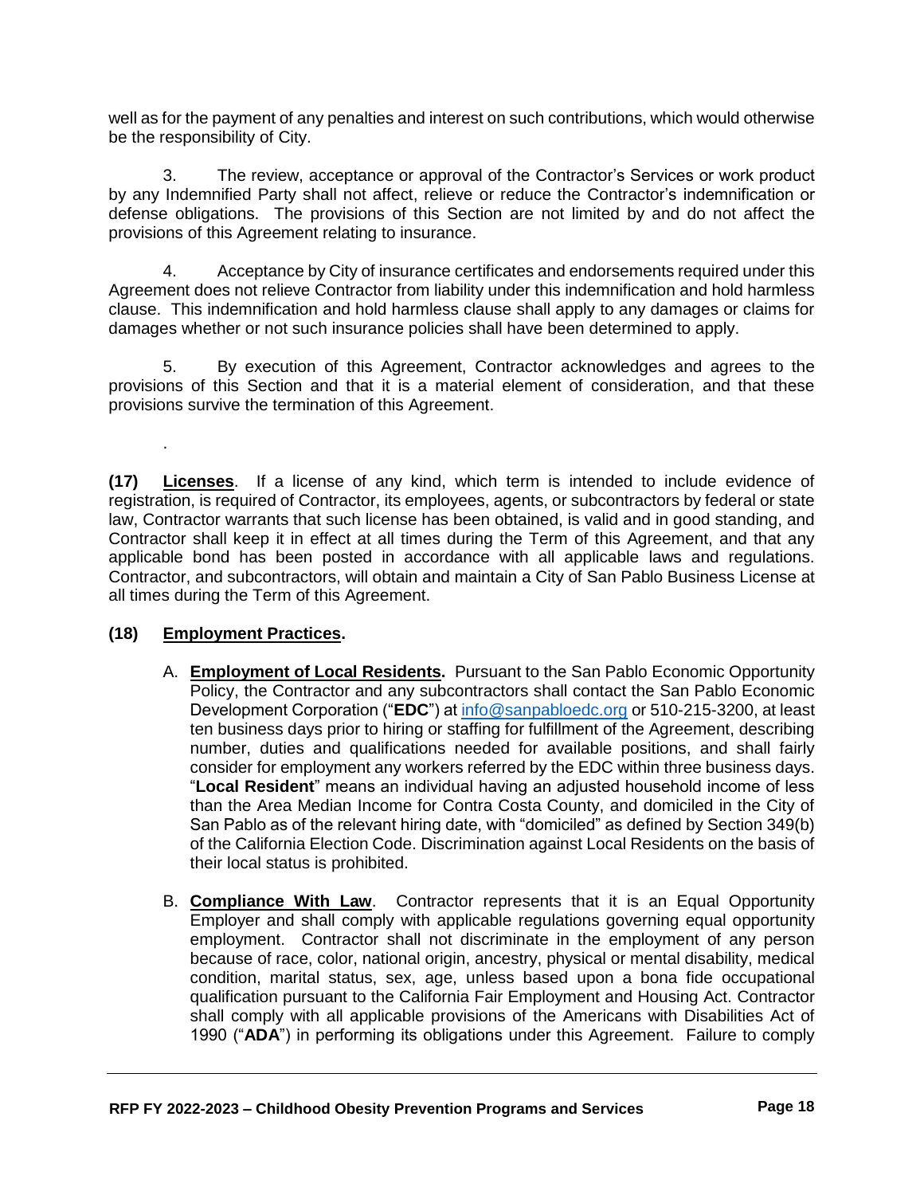well as for the payment of any penalties and interest on such contributions, which would otherwise be the responsibility of City.

3. The review, acceptance or approval of the Contractor's Services or work product by any Indemnified Party shall not affect, relieve or reduce the Contractor's indemnification or defense obligations. The provisions of this Section are not limited by and do not affect the provisions of this Agreement relating to insurance.

4. Acceptance by City of insurance certificates and endorsements required under this Agreement does not relieve Contractor from liability under this indemnification and hold harmless clause. This indemnification and hold harmless clause shall apply to any damages or claims for damages whether or not such insurance policies shall have been determined to apply.

5. By execution of this Agreement, Contractor acknowledges and agrees to the provisions of this Section and that it is a material element of consideration, and that these provisions survive the termination of this Agreement.

.

**(17) Licenses**. If a license of any kind, which term is intended to include evidence of registration, is required of Contractor, its employees, agents, or subcontractors by federal or state law, Contractor warrants that such license has been obtained, is valid and in good standing, and Contractor shall keep it in effect at all times during the Term of this Agreement, and that any applicable bond has been posted in accordance with all applicable laws and regulations. Contractor, and subcontractors, will obtain and maintain a City of San Pablo Business License at all times during the Term of this Agreement.

**(18) Employment Practices.**

A. **Employment of Local Residents.** Pursuant to the San Pablo Economic Opportunity Policy, the Contractor and any subcontractors shall contact the San Pablo Economic Development Corporation ("**EDC**") at info@sanpabloedc.org or 510-215-3200, at least ten business days prior to hiring or staffing for fulfillment of the Agreement, describing number, duties and qualifications needed for available positions, and shall fairly consider for employment any workers referred by the EDC within three business days. "**Local Resident**" means an individual having an adjusted household income of less than the Area Median Income for Contra Costa County, and domiciled in the City of San Pablo as of the relevant hiring date, with "domiciled" as defined by Section 349(b) of the California Election Code. Discrimination against Local Residents on the basis of their local status is prohibited.

B. **Compliance With Law**. Contractor represents that it is an Equal Opportunity Employer and shall comply with applicable regulations governing equal opportunity employment. Contractor shall not discriminate in the employment of any person because of race, color, national origin, ancestry, physical or mental disability, medical condition, marital status, sex, age, unless based upon a bona fide occupational qualification pursuant to the California Fair Employment and Housing Act. Contractor shall comply with all applicable provisions of the Americans with Disabilities Act of 1990 ("**ADA**") in performing its obligations under this Agreement. Failure to comply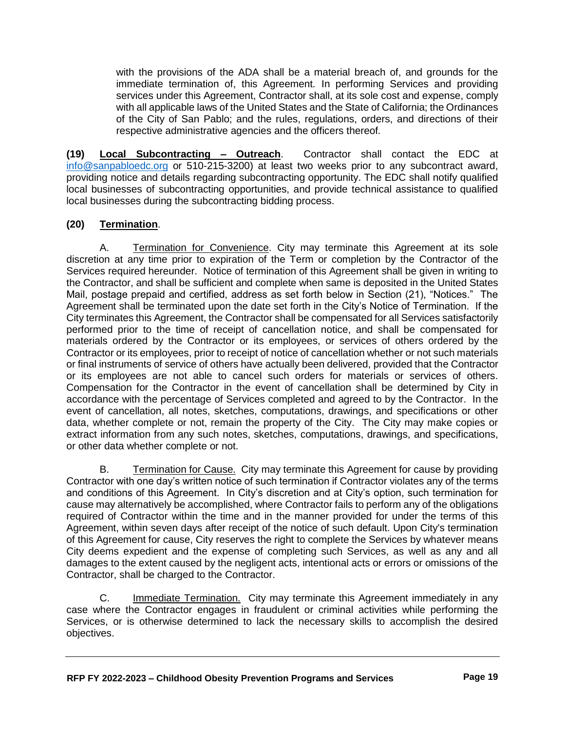with the provisions of the ADA shall be a material breach of, and grounds for the immediate termination of, this Agreement. In performing Services and providing services under this Agreement, Contractor shall, at its sole cost and expense, comply with all applicable laws of the United States and the State of California; the Ordinances of the City of San Pablo; and the rules, regulations, orders, and directions of their respective administrative agencies and the officers thereof.

**(19) Local Subcontracting – Outreach**. Contractor shall contact the EDC at info@sanpabloedc.org or 510-215-3200) at least two weeks prior to any subcontract award, providing notice and details regarding subcontracting opportunity. The EDC shall notify qualified local businesses of subcontracting opportunities, and provide technical assistance to qualified local businesses during the subcontracting bidding process.

**(20) Termination**.

A. Termination for Convenience. City may terminate this Agreement at its sole discretion at any time prior to expiration of the Term or completion by the Contractor of the Services required hereunder. Notice of termination of this Agreement shall be given in writing to the Contractor, and shall be sufficient and complete when same is deposited in the United States Mail, postage prepaid and certified, address as set forth below in Section (21), "Notices." The Agreement shall be terminated upon the date set forth in the City's Notice of Termination. If the City terminates this Agreement, the Contractor shall be compensated for all Services satisfactorily performed prior to the time of receipt of cancellation notice, and shall be compensated for materials ordered by the Contractor or its employees, or services of others ordered by the Contractor or its employees, prior to receipt of notice of cancellation whether or not such materials or final instruments of service of others have actually been delivered, provided that the Contractor or its employees are not able to cancel such orders for materials or services of others. Compensation for the Contractor in the event of cancellation shall be determined by City in accordance with the percentage of Services completed and agreed to by the Contractor. In the event of cancellation, all notes, sketches, computations, drawings, and specifications or other data, whether complete or not, remain the property of the City. The City may make copies or extract information from any such notes, sketches, computations, drawings, and specifications, or other data whether complete or not.

B. Termination for Cause. City may terminate this Agreement for cause by providing Contractor with one day's written notice of such termination if Contractor violates any of the terms and conditions of this Agreement. In City's discretion and at City's option, such termination for cause may alternatively be accomplished, where Contractor fails to perform any of the obligations required of Contractor within the time and in the manner provided for under the terms of this Agreement, within seven days after receipt of the notice of such default. Upon City's termination of this Agreement for cause, City reserves the right to complete the Services by whatever means City deems expedient and the expense of completing such Services, as well as any and all damages to the extent caused by the negligent acts, intentional acts or errors or omissions of the Contractor, shall be charged to the Contractor.

C. Immediate Termination. City may terminate this Agreement immediately in any case where the Contractor engages in fraudulent or criminal activities while performing the Services, or is otherwise determined to lack the necessary skills to accomplish the desired objectives.

**RFP FY 2022-2023 – Childhood Obesity Prevention Programs and Services**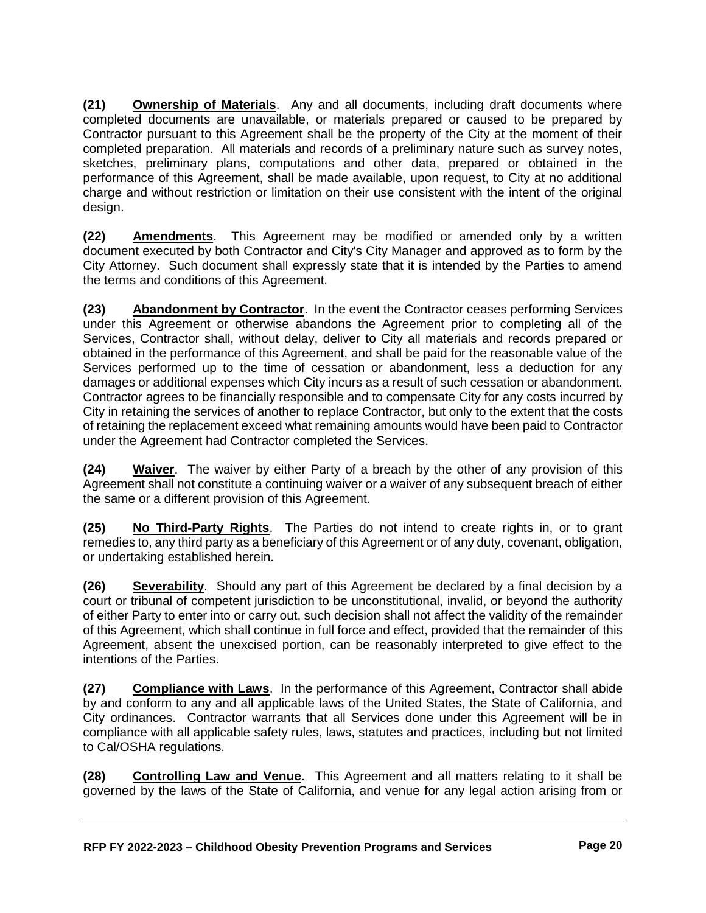**(21) Ownership of Materials**. Any and all documents, including draft documents where completed documents are unavailable, or materials prepared or caused to be prepared by Contractor pursuant to this Agreement shall be the property of the City at the moment of their completed preparation. All materials and records of a preliminary nature such as survey notes, sketches, preliminary plans, computations and other data, prepared or obtained in the performance of this Agreement, shall be made available, upon request, to City at no additional charge and without restriction or limitation on their use consistent with the intent of the original design.

**(22) Amendments**. This Agreement may be modified or amended only by a written document executed by both Contractor and City's City Manager and approved as to form by the City Attorney. Such document shall expressly state that it is intended by the Parties to amend the terms and conditions of this Agreement.

**(23) Abandonment by Contractor**. In the event the Contractor ceases performing Services under this Agreement or otherwise abandons the Agreement prior to completing all of the Services, Contractor shall, without delay, deliver to City all materials and records prepared or obtained in the performance of this Agreement, and shall be paid for the reasonable value of the Services performed up to the time of cessation or abandonment, less a deduction for any damages or additional expenses which City incurs as a result of such cessation or abandonment. Contractor agrees to be financially responsible and to compensate City for any costs incurred by City in retaining the services of another to replace Contractor, but only to the extent that the costs of retaining the replacement exceed what remaining amounts would have been paid to Contractor under the Agreement had Contractor completed the Services.

**(24) Waiver**. The waiver by either Party of a breach by the other of any provision of this Agreement shall not constitute a continuing waiver or a waiver of any subsequent breach of either the same or a different provision of this Agreement.

**(25) No Third-Party Rights**. The Parties do not intend to create rights in, or to grant remedies to, any third party as a beneficiary of this Agreement or of any duty, covenant, obligation, or undertaking established herein.

**(26) Severability**. Should any part of this Agreement be declared by a final decision by a court or tribunal of competent jurisdiction to be unconstitutional, invalid, or beyond the authority of either Party to enter into or carry out, such decision shall not affect the validity of the remainder of this Agreement, which shall continue in full force and effect, provided that the remainder of this Agreement, absent the unexcised portion, can be reasonably interpreted to give effect to the intentions of the Parties.

**(27) Compliance with Laws**. In the performance of this Agreement, Contractor shall abide by and conform to any and all applicable laws of the United States, the State of California, and City ordinances. Contractor warrants that all Services done under this Agreement will be in compliance with all applicable safety rules, laws, statutes and practices, including but not limited to Cal/OSHA regulations.

**(28) Controlling Law and Venue**. This Agreement and all matters relating to it shall be governed by the laws of the State of California, and venue for any legal action arising from or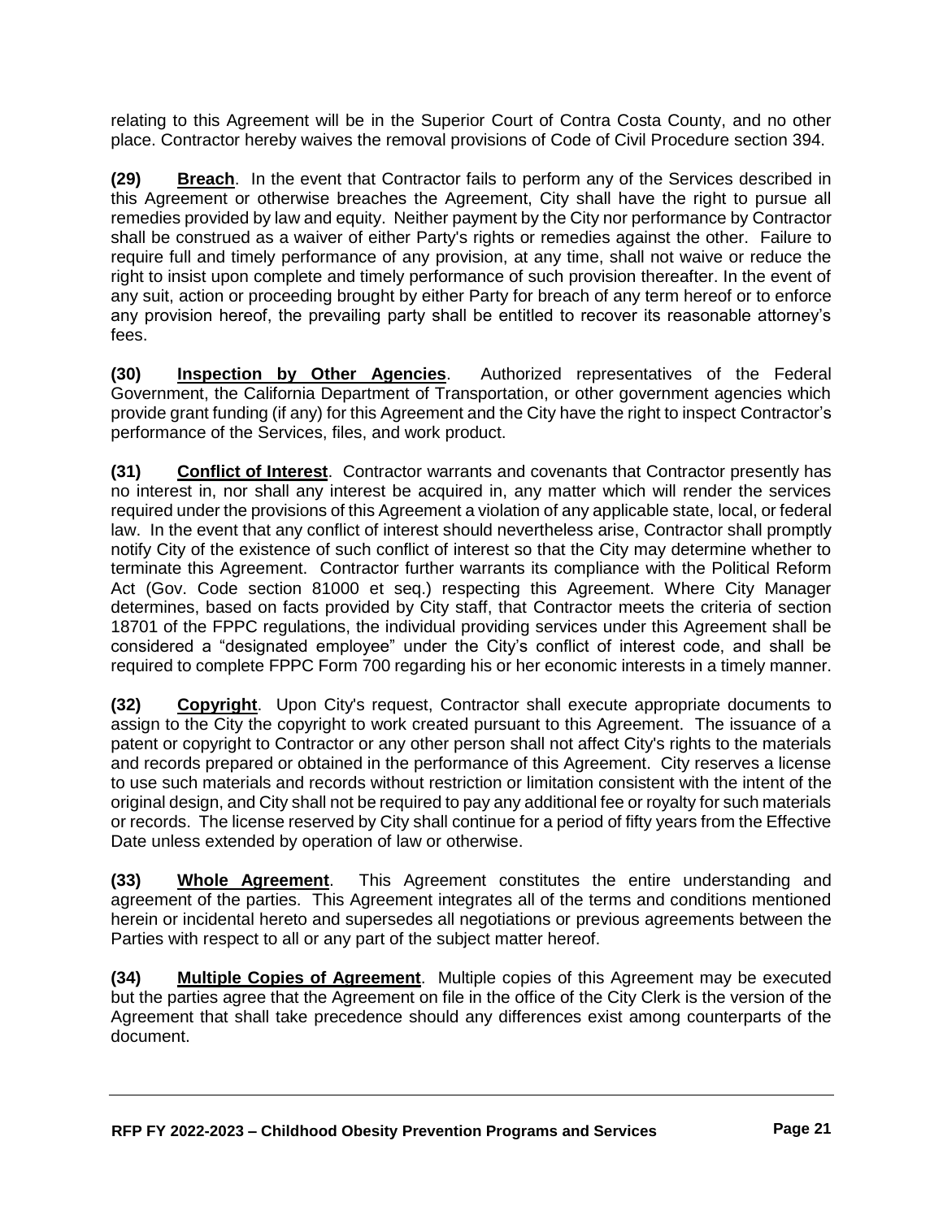relating to this Agreement will be in the Superior Court of Contra Costa County, and no other place. Contractor hereby waives the removal provisions of Code of Civil Procedure section 394.

**(29) Breach**. In the event that Contractor fails to perform any of the Services described in this Agreement or otherwise breaches the Agreement, City shall have the right to pursue all remedies provided by law and equity. Neither payment by the City nor performance by Contractor shall be construed as a waiver of either Party's rights or remedies against the other. Failure to require full and timely performance of any provision, at any time, shall not waive or reduce the right to insist upon complete and timely performance of such provision thereafter. In the event of any suit, action or proceeding brought by either Party for breach of any term hereof or to enforce any provision hereof, the prevailing party shall be entitled to recover its reasonable attorney's fees.

**(30) Inspection by Other Agencies**. Authorized representatives of the Federal Government, the California Department of Transportation, or other government agencies which provide grant funding (if any) for this Agreement and the City have the right to inspect Contractor's performance of the Services, files, and work product.

**(31) Conflict of Interest**. Contractor warrants and covenants that Contractor presently has no interest in, nor shall any interest be acquired in, any matter which will render the services required under the provisions of this Agreement a violation of any applicable state, local, or federal law. In the event that any conflict of interest should nevertheless arise, Contractor shall promptly notify City of the existence of such conflict of interest so that the City may determine whether to terminate this Agreement. Contractor further warrants its compliance with the Political Reform Act (Gov. Code section 81000 et seq.) respecting this Agreement. Where City Manager determines, based on facts provided by City staff, that Contractor meets the criteria of section 18701 of the FPPC regulations, the individual providing services under this Agreement shall be considered a "designated employee" under the City's conflict of interest code, and shall be required to complete FPPC Form 700 regarding his or her economic interests in a timely manner.

**(32) Copyright**. Upon City's request, Contractor shall execute appropriate documents to assign to the City the copyright to work created pursuant to this Agreement. The issuance of a patent or copyright to Contractor or any other person shall not affect City's rights to the materials and records prepared or obtained in the performance of this Agreement. City reserves a license to use such materials and records without restriction or limitation consistent with the intent of the original design, and City shall not be required to pay any additional fee or royalty for such materials or records. The license reserved by City shall continue for a period of fifty years from the Effective Date unless extended by operation of law or otherwise.

**(33) Whole Agreement**. This Agreement constitutes the entire understanding and agreement of the parties. This Agreement integrates all of the terms and conditions mentioned herein or incidental hereto and supersedes all negotiations or previous agreements between the Parties with respect to all or any part of the subject matter hereof.

**(34) Multiple Copies of Agreement**. Multiple copies of this Agreement may be executed but the parties agree that the Agreement on file in the office of the City Clerk is the version of the Agreement that shall take precedence should any differences exist among counterparts of the document.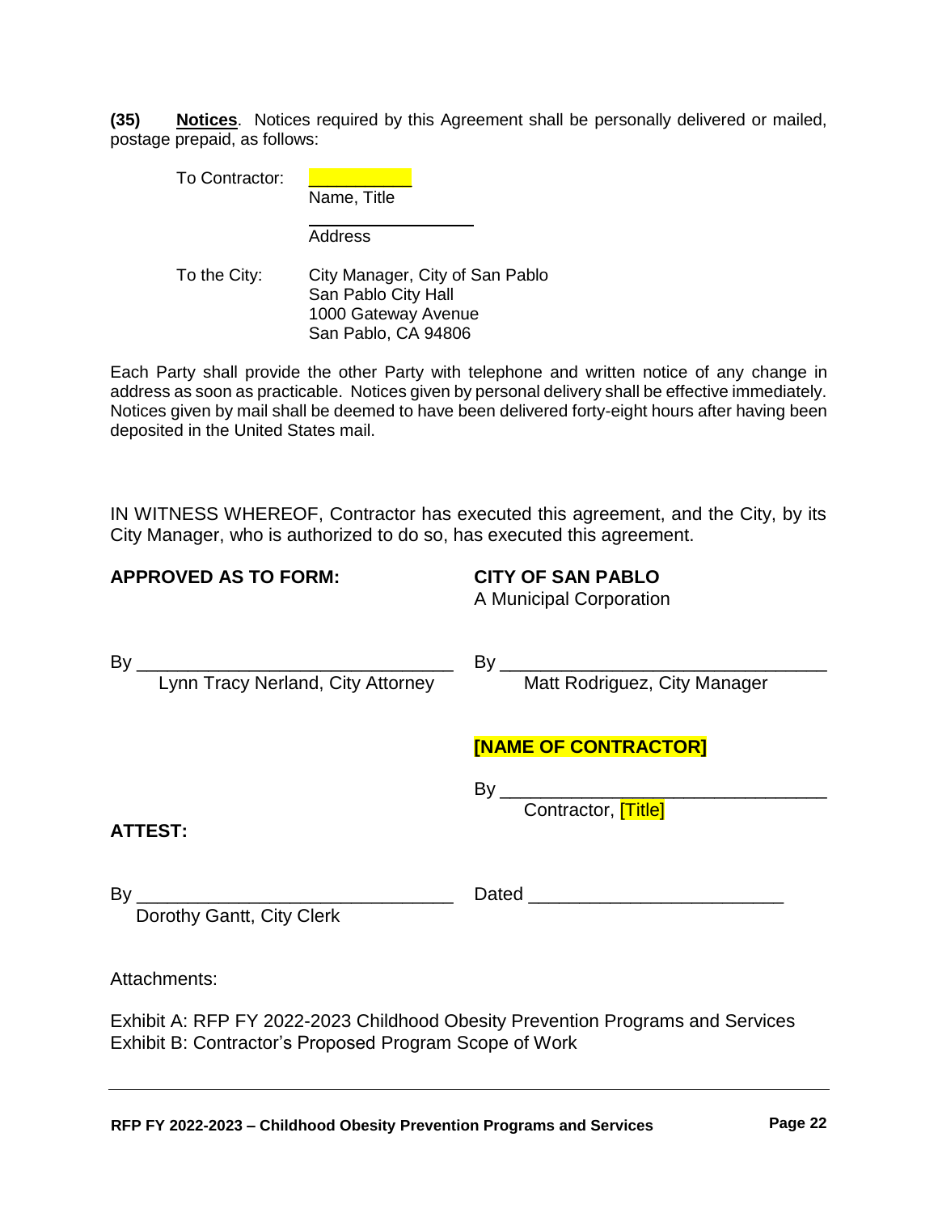**(35) Notices**. Notices required by this Agreement shall be personally delivered or mailed, postage prepaid, as follows:

To Contractor: ___________
Name, Title

_______________
Address

To the City: City Manager, City of San Pablo
San Pablo City Hall
1000 Gateway Avenue
San Pablo, CA 94806

Each Party shall provide the other Party with telephone and written notice of any change in address as soon as practicable. Notices given by personal delivery shall be effective immediately. Notices given by mail shall be deemed to have been delivered forty-eight hours after having been deposited in the United States mail.

IN WITNESS WHEREOF, Contractor has executed this agreement, and the City, by its City Manager, who is authorized to do so, has executed this agreement.

**APPROVED AS TO FORM:**

By _______________________________
Lynn Tracy Nerland, City Attorney

**CITY OF SAN PABLO**
A Municipal Corporation

By _______________________________
Matt Rodriguez, City Manager

**[NAME OF CONTRACTOR]**

By _______________________________
Contractor, [Title]

**ATTEST:**

By _______________________________
Dorothy Gantt, City Clerk

Dated ________________________

Attachments:

Exhibit A: RFP FY 2022-2023 Childhood Obesity Prevention Programs and Services
Exhibit B: Contractor's Proposed Program Scope of Work